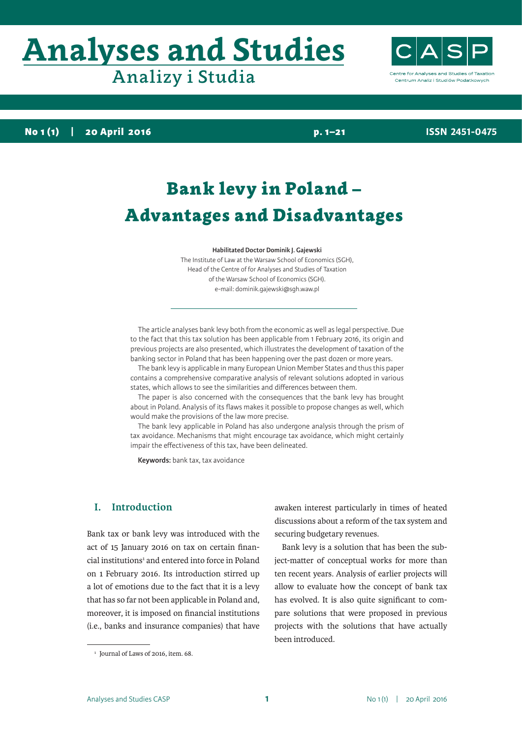# Bank levy in Poland – Advantages and Disadvantages

**Habilitated Doctor Dominik J. Gajewski**
The Institute of Law at the Warsaw School of Economics (SGH),
Head of the Centre of for Analyses and Studies of Taxation
of the Warsaw School of Economics (SGH).
e-mail: dominik.gajewski@sgh.waw.pl

The article analyses bank levy both from the economic as well as legal perspective. Due to the fact that this tax solution has been applicable from 1 February 2016, its origin and previous projects are also presented, which illustrates the development of taxation of the banking sector in Poland that has been happening over the past dozen or more years.

The bank levy is applicable in many European Union Member States and thus this paper contains a comprehensive comparative analysis of relevant solutions adopted in various states, which allows to see the similarities and differences between them.

The paper is also concerned with the consequences that the bank levy has brought about in Poland. Analysis of its flaws makes it possible to propose changes as well, which would make the provisions of the law more precise.

The bank levy applicable in Poland has also undergone analysis through the prism of tax avoidance. Mechanisms that might encourage tax avoidance, which might certainly impair the effectiveness of this tax, have been delineated.

**Keywords:** bank tax, tax avoidance

## I. Introduction

Bank tax or bank levy was introduced with the act of 15 January 2016 on tax on certain financial institutions[1] and entered into force in Poland on 1 February 2016. Its introduction stirred up a lot of emotions due to the fact that it is a levy that has so far not been applicable in Poland and, moreover, it is imposed on financial institutions (i.e., banks and insurance companies) that have awaken interest particularly in times of heated discussions about a reform of the tax system and securing budgetary revenues.

Bank levy is a solution that has been the subject-matter of conceptual works for more than ten recent years. Analysis of earlier projects will allow to evaluate how the concept of bank tax has evolved. It is also quite significant to compare solutions that were proposed in previous projects with the solutions that have actually been introduced.

[1] Journal of Laws of 2016, item. 68.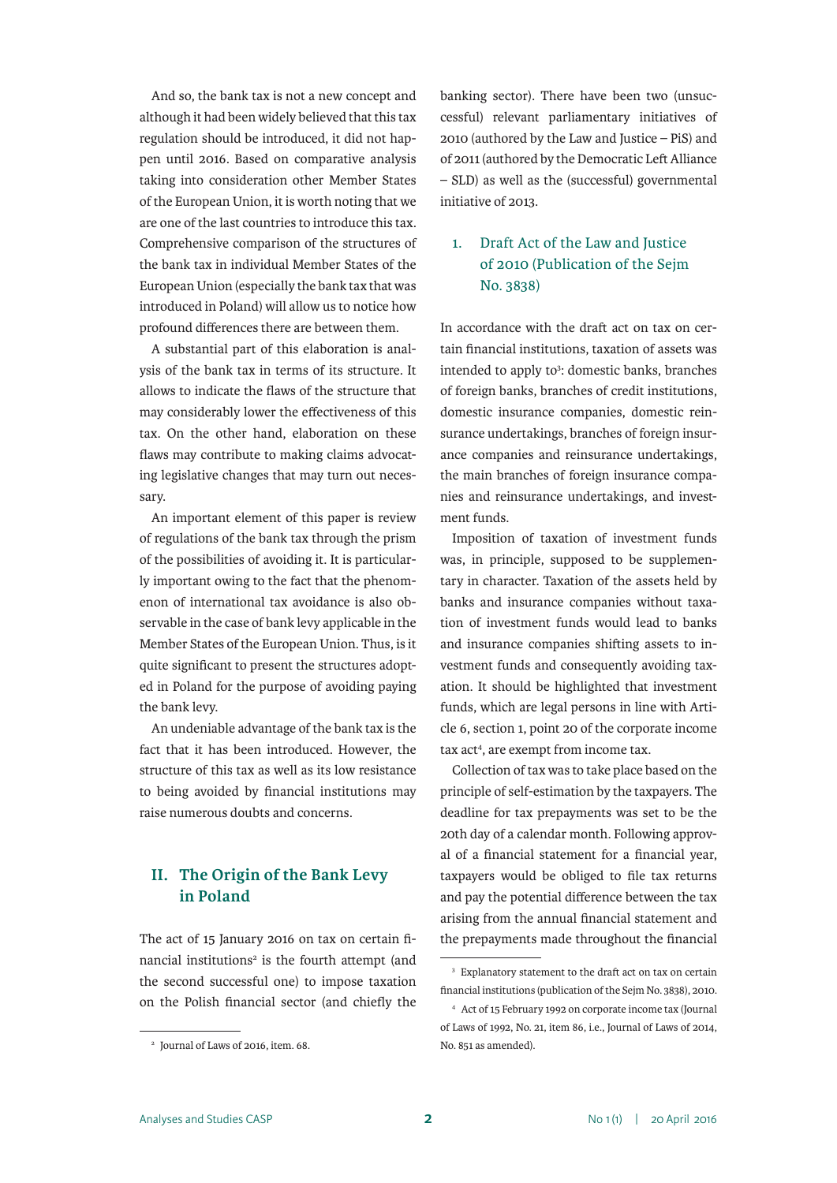And so, the bank tax is not a new concept and although it had been widely believed that this tax regulation should be introduced, it did not happen until 2016. Based on comparative analysis taking into consideration other Member States of the European Union, it is worth noting that we are one of the last countries to introduce this tax. Comprehensive comparison of the structures of the bank tax in individual Member States of the European Union (especially the bank tax that was introduced in Poland) will allow us to notice how profound differences there are between them.

A substantial part of this elaboration is analysis of the bank tax in terms of its structure. It allows to indicate the flaws of the structure that may considerably lower the effectiveness of this tax. On the other hand, elaboration on these flaws may contribute to making claims advocating legislative changes that may turn out necessary.

An important element of this paper is review of regulations of the bank tax through the prism of the possibilities of avoiding it. It is particularly important owing to the fact that the phenomenon of international tax avoidance is also observable in the case of bank levy applicable in the Member States of the European Union. Thus, is it quite significant to present the structures adopted in Poland for the purpose of avoiding paying the bank levy.

An undeniable advantage of the bank tax is the fact that it has been introduced. However, the structure of this tax as well as its low resistance to being avoided by financial institutions may raise numerous doubts and concerns.

## II. The Origin of the Bank Levy in Poland

The act of 15 January 2016 on tax on certain financial institutions[2] is the fourth attempt (and the second successful one) to impose taxation on the Polish financial sector (and chiefly the banking sector). There have been two (unsuccessful) relevant parliamentary initiatives of 2010 (authored by the Law and Justice – PiS) and of 2011 (authored by the Democratic Left Alliance – SLD) as well as the (successful) governmental initiative of 2013.

### 1. Draft Act of the Law and Justice of 2010 (Publication of the Sejm No. 3838)

In accordance with the draft act on tax on certain financial institutions, taxation of assets was intended to apply to[3]: domestic banks, branches of foreign banks, branches of credit institutions, domestic insurance companies, domestic reinsurance undertakings, branches of foreign insurance companies and reinsurance undertakings, the main branches of foreign insurance companies and reinsurance undertakings, and investment funds.

Imposition of taxation of investment funds was, in principle, supposed to be supplementary in character. Taxation of the assets held by banks and insurance companies without taxation of investment funds would lead to banks and insurance companies shifting assets to investment funds and consequently avoiding taxation. It should be highlighted that investment funds, which are legal persons in line with Article 6, section 1, point 20 of the corporate income tax act[4], are exempt from income tax.

Collection of tax was to take place based on the principle of self-estimation by the taxpayers. The deadline for tax prepayments was set to be the 20th day of a calendar month. Following approval of a financial statement for a financial year, taxpayers would be obliged to file tax returns and pay the potential difference between the tax arising from the annual financial statement and the prepayments made throughout the financial

---

[2] Journal of Laws of 2016, item. 68.

[3] Explanatory statement to the draft act on tax on certain financial institutions (publication of the Sejm No. 3838), 2010.

[4] Act of 15 February 1992 on corporate income tax (Journal of Laws of 1992, No. 21, item 86, i.e., Journal of Laws of 2014, No. 851 as amended).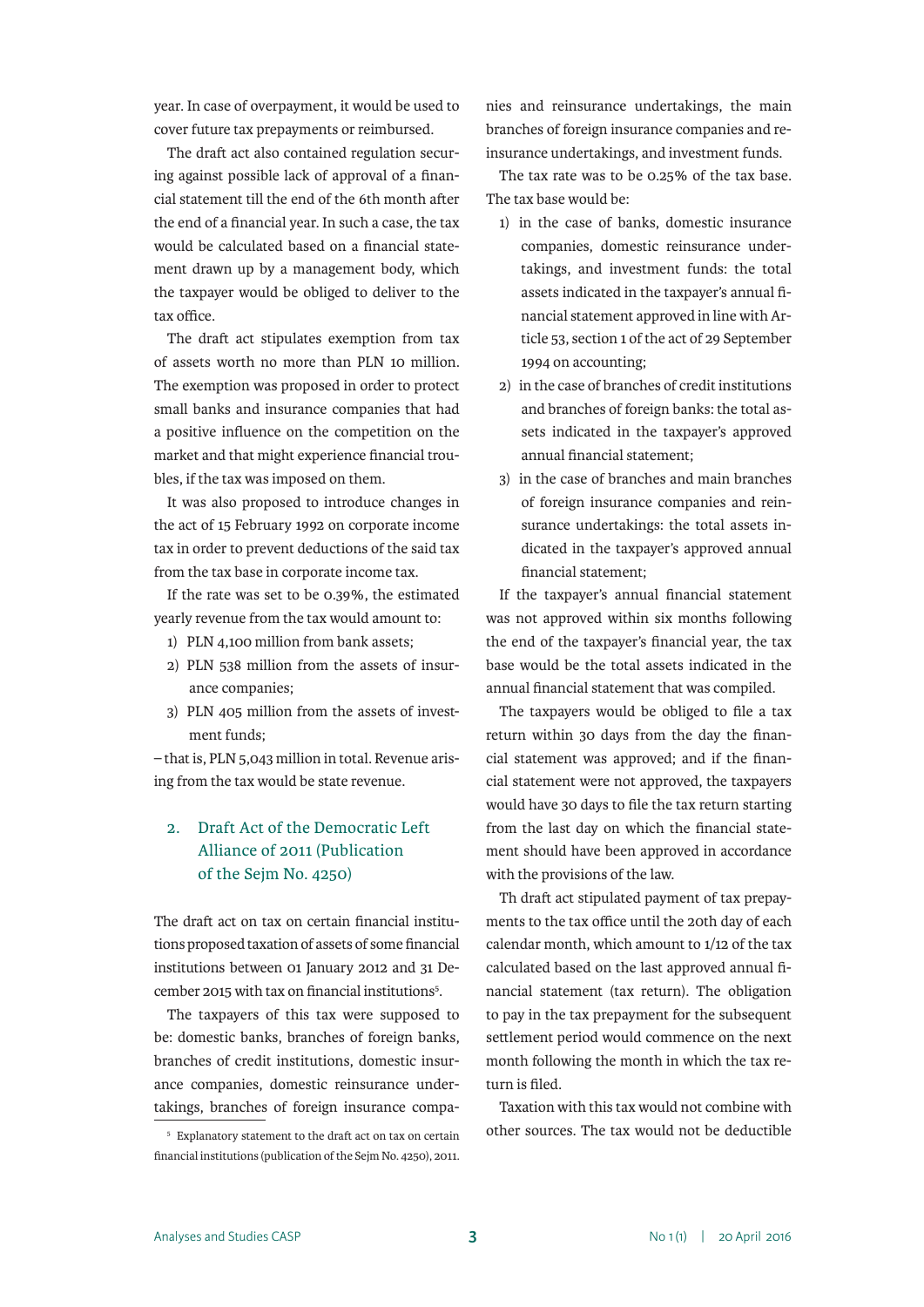year. In case of overpayment, it would be used to cover future tax prepayments or reimbursed.

The draft act also contained regulation securing against possible lack of approval of a financial statement till the end of the 6th month after the end of a financial year. In such a case, the tax would be calculated based on a financial statement drawn up by a management body, which the taxpayer would be obliged to deliver to the tax office.

The draft act stipulates exemption from tax of assets worth no more than PLN 10 million. The exemption was proposed in order to protect small banks and insurance companies that had a positive influence on the competition on the market and that might experience financial troubles, if the tax was imposed on them.

It was also proposed to introduce changes in the act of 15 February 1992 on corporate income tax in order to prevent deductions of the said tax from the tax base in corporate income tax.

If the rate was set to be 0.39%, the estimated yearly revenue from the tax would amount to:

1) PLN 4,100 million from bank assets;
2) PLN 538 million from the assets of insurance companies;
3) PLN 405 million from the assets of investment funds;

– that is, PLN 5,043 million in total. Revenue arising from the tax would be state revenue.

## 2. Draft Act of the Democratic Left Alliance of 2011 (Publication of the Sejm No. 4250)

The draft act on tax on certain financial institutions proposed taxation of assets of some financial institutions between 01 January 2012 and 31 December 2015 with tax on financial institutions[5].

The taxpayers of this tax were supposed to be: domestic banks, branches of foreign banks, branches of credit institutions, domestic insurance companies, domestic reinsurance undertakings, branches of foreign insurance companies and reinsurance undertakings, the main branches of foreign insurance companies and reinsurance undertakings, and investment funds.

The tax rate was to be 0.25% of the tax base. The tax base would be:

1) in the case of banks, domestic insurance companies, domestic reinsurance undertakings, and investment funds: the total assets indicated in the taxpayer's annual financial statement approved in line with Article 53, section 1 of the act of 29 September 1994 on accounting;
2) in the case of branches of credit institutions and branches of foreign banks: the total assets indicated in the taxpayer's approved annual financial statement;
3) in the case of branches and main branches of foreign insurance companies and reinsurance undertakings: the total assets indicated in the taxpayer's approved annual financial statement;

If the taxpayer's annual financial statement was not approved within six months following the end of the taxpayer's financial year, the tax base would be the total assets indicated in the annual financial statement that was compiled.

The taxpayers would be obliged to file a tax return within 30 days from the day the financial statement was approved; and if the financial statement were not approved, the taxpayers would have 30 days to file the tax return starting from the last day on which the financial statement should have been approved in accordance with the provisions of the law.

Th draft act stipulated payment of tax prepayments to the tax office until the 20th day of each calendar month, which amount to 1/12 of the tax calculated based on the last approved annual financial statement (tax return). The obligation to pay in the tax prepayment for the subsequent settlement period would commence on the next month following the month in which the tax return is filed.

Taxation with this tax would not combine with other sources. The tax would not be deductible

[5] Explanatory statement to the draft act on tax on certain financial institutions (publication of the Sejm No. 4250), 2011.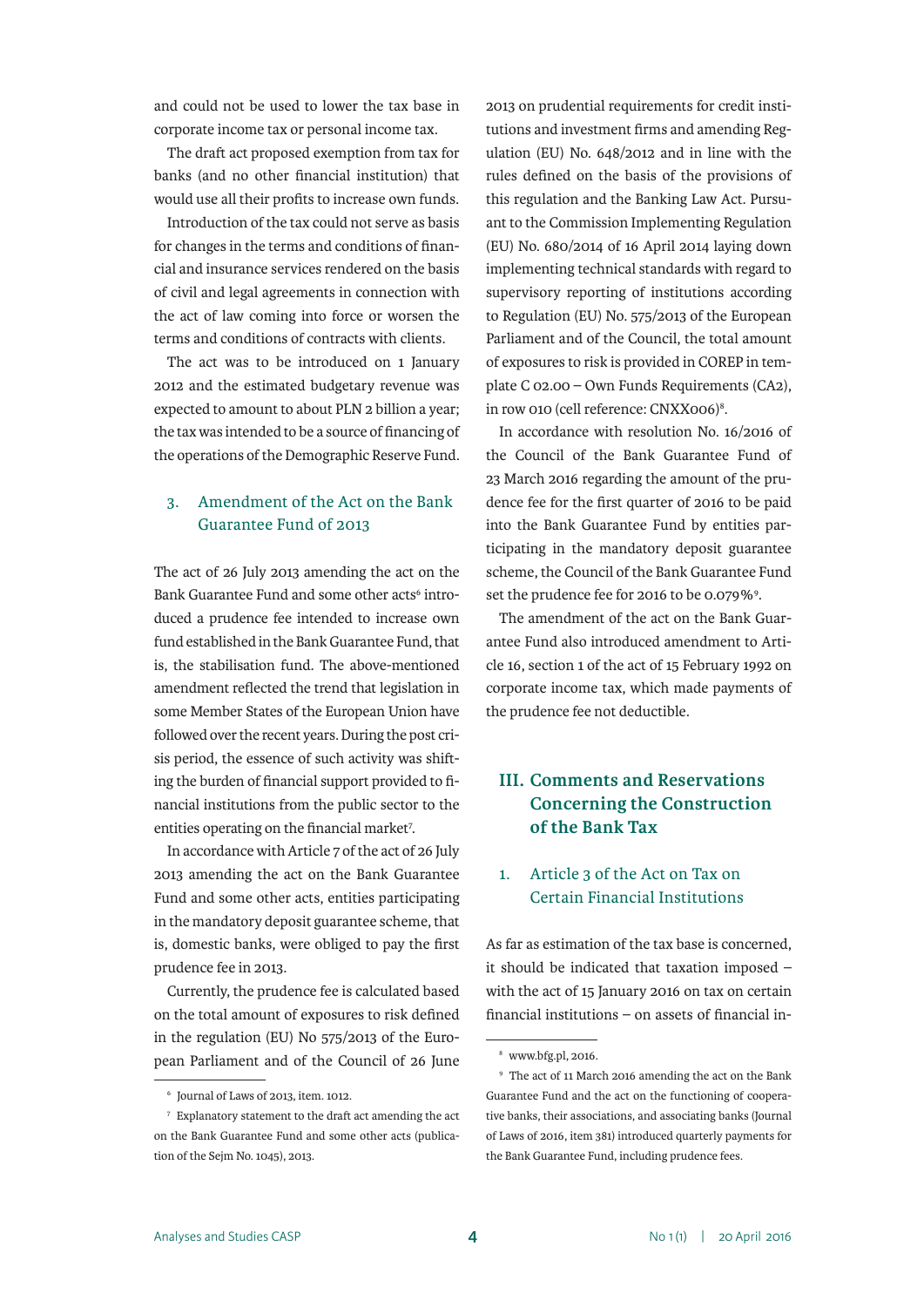and could not be used to lower the tax base in corporate income tax or personal income tax.

The draft act proposed exemption from tax for banks (and no other financial institution) that would use all their profits to increase own funds.

Introduction of the tax could not serve as basis for changes in the terms and conditions of financial and insurance services rendered on the basis of civil and legal agreements in connection with the act of law coming into force or worsen the terms and conditions of contracts with clients.

The act was to be introduced on 1 January 2012 and the estimated budgetary revenue was expected to amount to about PLN 2 billion a year; the tax was intended to be a source of financing of the operations of the Demographic Reserve Fund.

### 3. Amendment of the Act on the Bank Guarantee Fund of 2013

The act of 26 July 2013 amending the act on the Bank Guarantee Fund and some other acts[6] introduced a prudence fee intended to increase own fund established in the Bank Guarantee Fund, that is, the stabilisation fund. The above-mentioned amendment reflected the trend that legislation in some Member States of the European Union have followed over the recent years. During the post crisis period, the essence of such activity was shifting the burden of financial support provided to financial institutions from the public sector to the entities operating on the financial market[7].

In accordance with Article 7 of the act of 26 July 2013 amending the act on the Bank Guarantee Fund and some other acts, entities participating in the mandatory deposit guarantee scheme, that is, domestic banks, were obliged to pay the first prudence fee in 2013.

Currently, the prudence fee is calculated based on the total amount of exposures to risk defined in the regulation (EU) No 575/2013 of the European Parliament and of the Council of 26 June 2013 on prudential requirements for credit institutions and investment firms and amending Regulation (EU) No. 648/2012 and in line with the rules defined on the basis of the provisions of this regulation and the Banking Law Act. Pursuant to the Commission Implementing Regulation (EU) No. 680/2014 of 16 April 2014 laying down implementing technical standards with regard to supervisory reporting of institutions according to Regulation (EU) No. 575/2013 of the European Parliament and of the Council, the total amount of exposures to risk is provided in COREP in template C 02.00 – Own Funds Requirements (CA2), in row 010 (cell reference: CNXX006)[8].

In accordance with resolution No. 16/2016 of the Council of the Bank Guarantee Fund of 23 March 2016 regarding the amount of the prudence fee for the first quarter of 2016 to be paid into the Bank Guarantee Fund by entities participating in the mandatory deposit guarantee scheme, the Council of the Bank Guarantee Fund set the prudence fee for 2016 to be 0.079%[9].

The amendment of the act on the Bank Guarantee Fund also introduced amendment to Article 16, section 1 of the act of 15 February 1992 on corporate income tax, which made payments of the prudence fee not deductible.

## III. Comments and Reservations Concerning the Construction of the Bank Tax

### 1. Article 3 of the Act on Tax on Certain Financial Institutions

As far as estimation of the tax base is concerned, it should be indicated that taxation imposed – with the act of 15 January 2016 on tax on certain financial institutions – on assets of financial in-

---

[6] Journal of Laws of 2013, item. 1012.

[7] Explanatory statement to the draft act amending the act on the Bank Guarantee Fund and some other acts (publication of the Sejm No. 1045), 2013.

[8] www.bfg.pl, 2016.

[9] The act of 11 March 2016 amending the act on the Bank Guarantee Fund and the act on the functioning of cooperative banks, their associations, and associating banks (Journal of Laws of 2016, item 381) introduced quarterly payments for the Bank Guarantee Fund, including prudence fees.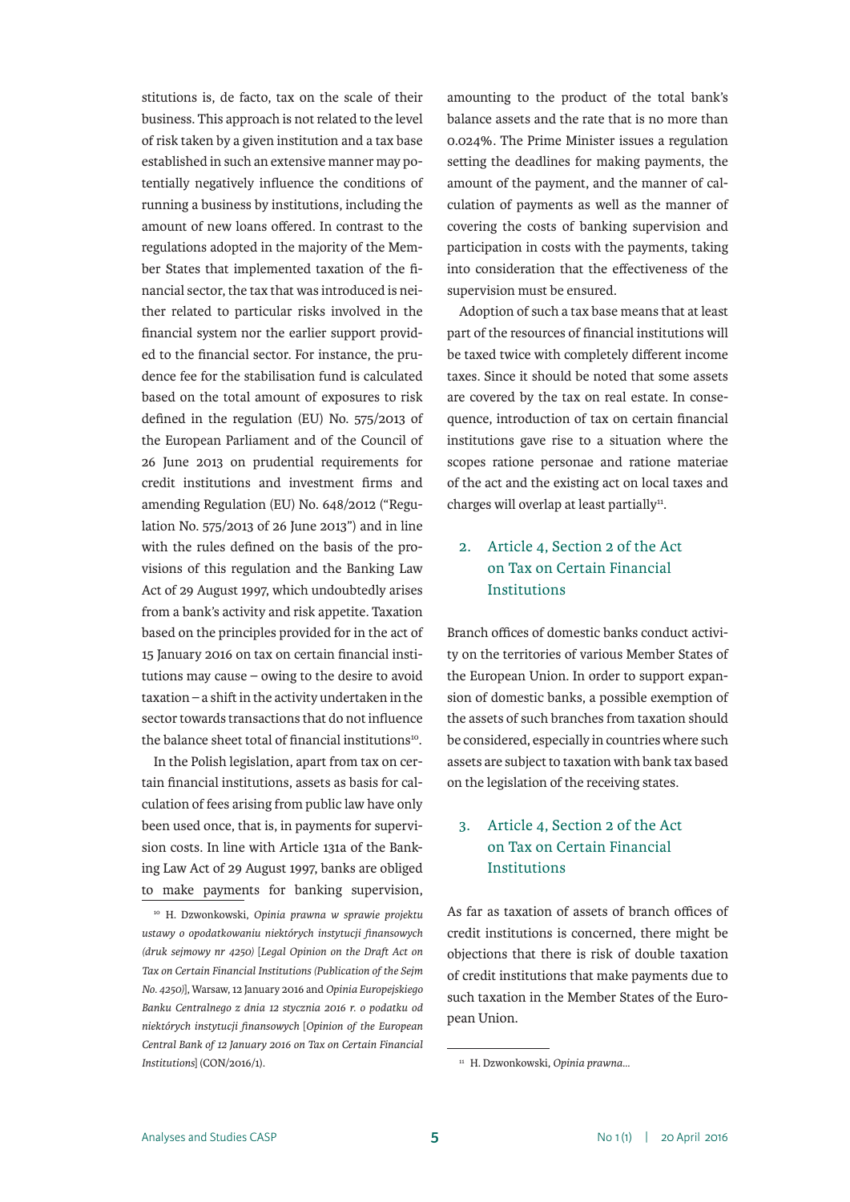stitutions is, de facto, tax on the scale of their business. This approach is not related to the level of risk taken by a given institution and a tax base established in such an extensive manner may potentially negatively influence the conditions of running a business by institutions, including the amount of new loans offered. In contrast to the regulations adopted in the majority of the Member States that implemented taxation of the financial sector, the tax that was introduced is neither related to particular risks involved in the financial system nor the earlier support provided to the financial sector. For instance, the prudence fee for the stabilisation fund is calculated based on the total amount of exposures to risk defined in the regulation (EU) No. 575/2013 of the European Parliament and of the Council of 26 June 2013 on prudential requirements for credit institutions and investment firms and amending Regulation (EU) No. 648/2012 ("Regulation No. 575/2013 of 26 June 2013") and in line with the rules defined on the basis of the provisions of this regulation and the Banking Law Act of 29 August 1997, which undoubtedly arises from a bank's activity and risk appetite. Taxation based on the principles provided for in the act of 15 January 2016 on tax on certain financial institutions may cause – owing to the desire to avoid taxation – a shift in the activity undertaken in the sector towards transactions that do not influence the balance sheet total of financial institutions[10].

In the Polish legislation, apart from tax on certain financial institutions, assets as basis for calculation of fees arising from public law have only been used once, that is, in payments for supervision costs. In line with Article 131a of the Banking Law Act of 29 August 1997, banks are obliged to make payments for banking supervision, amounting to the product of the total bank's balance assets and the rate that is no more than 0.024%. The Prime Minister issues a regulation setting the deadlines for making payments, the amount of the payment, and the manner of calculation of payments as well as the manner of covering the costs of banking supervision and participation in costs with the payments, taking into consideration that the effectiveness of the supervision must be ensured.

Adoption of such a tax base means that at least part of the resources of financial institutions will be taxed twice with completely different income taxes. Since it should be noted that some assets are covered by the tax on real estate. In consequence, introduction of tax on certain financial institutions gave rise to a situation where the scopes ratione personae and ratione materiae of the act and the existing act on local taxes and charges will overlap at least partially[11].

## 2. Article 4, Section 2 of the Act on Tax on Certain Financial Institutions

Branch offices of domestic banks conduct activity on the territories of various Member States of the European Union. In order to support expansion of domestic banks, a possible exemption of the assets of such branches from taxation should be considered, especially in countries where such assets are subject to taxation with bank tax based on the legislation of the receiving states.

## 3. Article 4, Section 2 of the Act on Tax on Certain Financial Institutions

As far as taxation of assets of branch offices of credit institutions is concerned, there might be objections that there is risk of double taxation of credit institutions that make payments due to such taxation in the Member States of the European Union.

---

[10] H. Dzwonkowski, *Opinia prawna w sprawie projektu ustawy o opodatkowaniu niektórych instytucji finansowych (druk sejmowy nr 4250)* [*Legal Opinion on the Draft Act on Tax on Certain Financial Institutions (Publication of the Sejm No. 4250)*], Warsaw, 12 January 2016 and *Opinia Europejskiego Banku Centralnego z dnia 12 stycznia 2016 r. o podatku od niektórych instytucji finansowych* [*Opinion of the European Central Bank of 12 January 2016 on Tax on Certain Financial Institutions*] (CON/2016/1).

[11] H. Dzwonkowski, *Opinia prawna...*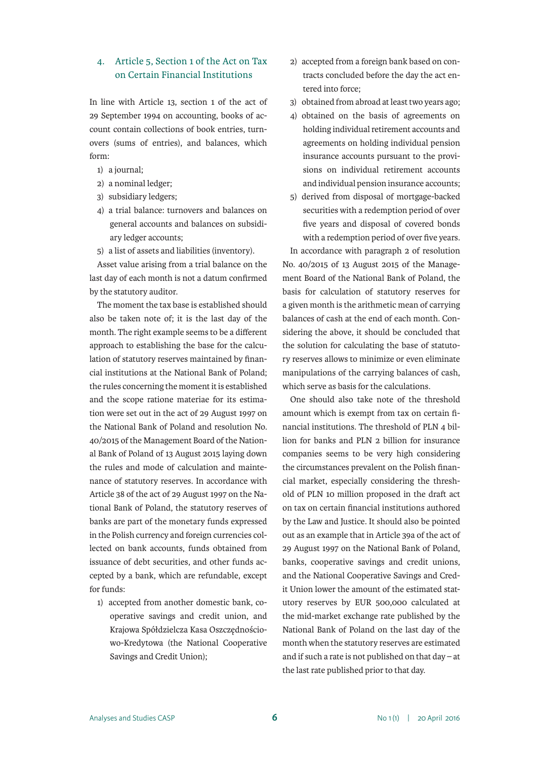## 4. Article 5, Section 1 of the Act on Tax on Certain Financial Institutions

In line with Article 13, section 1 of the act of 29 September 1994 on accounting, books of account contain collections of book entries, turnovers (sums of entries), and balances, which form:

1) a journal;
2) a nominal ledger;
3) subsidiary ledgers;
4) a trial balance: turnovers and balances on general accounts and balances on subsidiary ledger accounts;
5) a list of assets and liabilities (inventory).

Asset value arising from a trial balance on the last day of each month is not a datum confirmed by the statutory auditor.

The moment the tax base is established should also be taken note of; it is the last day of the month. The right example seems to be a different approach to establishing the base for the calculation of statutory reserves maintained by financial institutions at the National Bank of Poland; the rules concerning the moment it is established and the scope ratione materiae for its estimation were set out in the act of 29 August 1997 on the National Bank of Poland and resolution No. 40/2015 of the Management Board of the National Bank of Poland of 13 August 2015 laying down the rules and mode of calculation and maintenance of statutory reserves. In accordance with Article 38 of the act of 29 August 1997 on the National Bank of Poland, the statutory reserves of banks are part of the monetary funds expressed in the Polish currency and foreign currencies collected on bank accounts, funds obtained from issuance of debt securities, and other funds accepted by a bank, which are refundable, except for funds:

1) accepted from another domestic bank, cooperative savings and credit union, and Krajowa Spółdzielcza Kasa Oszczędnościowo-Kredytowa (the National Cooperative Savings and Credit Union);
2) accepted from a foreign bank based on contracts concluded before the day the act entered into force;
3) obtained from abroad at least two years ago;
4) obtained on the basis of agreements on holding individual retirement accounts and agreements on holding individual pension insurance accounts pursuant to the provisions on individual retirement accounts and individual pension insurance accounts;
5) derived from disposal of mortgage-backed securities with a redemption period of over five years and disposal of covered bonds with a redemption period of over five years.

In accordance with paragraph 2 of resolution No. 40/2015 of 13 August 2015 of the Management Board of the National Bank of Poland, the basis for calculation of statutory reserves for a given month is the arithmetic mean of carrying balances of cash at the end of each month. Considering the above, it should be concluded that the solution for calculating the base of statutory reserves allows to minimize or even eliminate manipulations of the carrying balances of cash, which serve as basis for the calculations.

One should also take note of the threshold amount which is exempt from tax on certain financial institutions. The threshold of PLN 4 billion for banks and PLN 2 billion for insurance companies seems to be very high considering the circumstances prevalent on the Polish financial market, especially considering the threshold of PLN 10 million proposed in the draft act on tax on certain financial institutions authored by the Law and Justice. It should also be pointed out as an example that in Article 39a of the act of 29 August 1997 on the National Bank of Poland, banks, cooperative savings and credit unions, and the National Cooperative Savings and Credit Union lower the amount of the estimated statutory reserves by EUR 500,000 calculated at the mid-market exchange rate published by the National Bank of Poland on the last day of the month when the statutory reserves are estimated and if such a rate is not published on that day – at the last rate published prior to that day.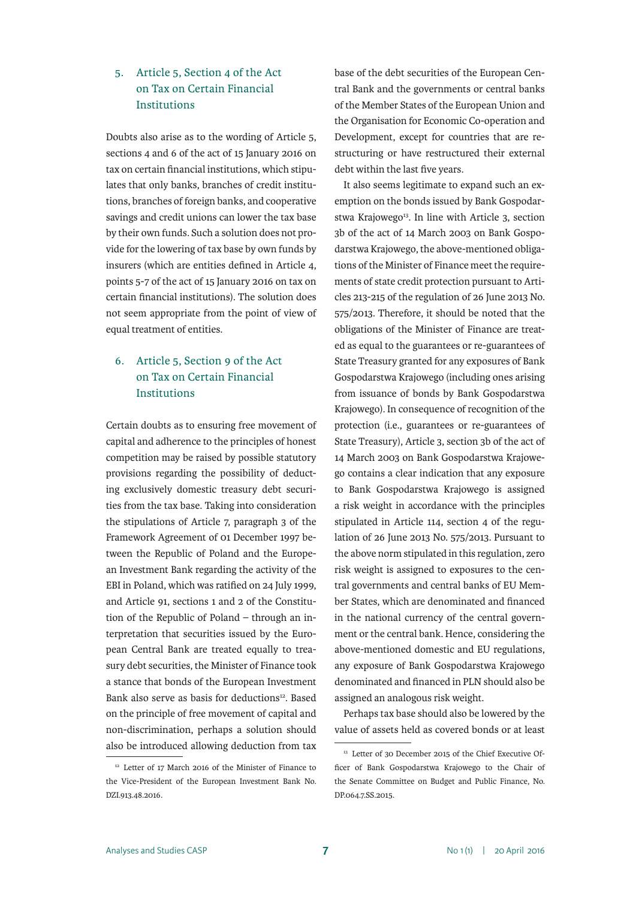## 5. Article 5, Section 4 of the Act on Tax on Certain Financial Institutions

Doubts also arise as to the wording of Article 5, sections 4 and 6 of the act of 15 January 2016 on tax on certain financial institutions, which stipulates that only banks, branches of credit institutions, branches of foreign banks, and cooperative savings and credit unions can lower the tax base by their own funds. Such a solution does not provide for the lowering of tax base by own funds by insurers (which are entities defined in Article 4, points 5-7 of the act of 15 January 2016 on tax on certain financial institutions). The solution does not seem appropriate from the point of view of equal treatment of entities.

## 6. Article 5, Section 9 of the Act on Tax on Certain Financial Institutions

Certain doubts as to ensuring free movement of capital and adherence to the principles of honest competition may be raised by possible statutory provisions regarding the possibility of deducting exclusively domestic treasury debt securities from the tax base. Taking into consideration the stipulations of Article 7, paragraph 3 of the Framework Agreement of 01 December 1997 between the Republic of Poland and the European Investment Bank regarding the activity of the EBI in Poland, which was ratified on 24 July 1999, and Article 91, sections 1 and 2 of the Constitution of the Republic of Poland – through an interpretation that securities issued by the European Central Bank are treated equally to treasury debt securities, the Minister of Finance took a stance that bonds of the European Investment Bank also serve as basis for deductions[12]. Based on the principle of free movement of capital and non-discrimination, perhaps a solution should also be introduced allowing deduction from tax base of the debt securities of the European Central Bank and the governments or central banks of the Member States of the European Union and the Organisation for Economic Co-operation and Development, except for countries that are restructuring or have restructured their external debt within the last five years.

It also seems legitimate to expand such an exemption on the bonds issued by Bank Gospodarstwa Krajowego[13]. In line with Article 3, section 3b of the act of 14 March 2003 on Bank Gospodarstwa Krajowego, the above-mentioned obligations of the Minister of Finance meet the requirements of state credit protection pursuant to Articles 213-215 of the regulation of 26 June 2013 No. 575/2013. Therefore, it should be noted that the obligations of the Minister of Finance are treated as equal to the guarantees or re-guarantees of State Treasury granted for any exposures of Bank Gospodarstwa Krajowego (including ones arising from issuance of bonds by Bank Gospodarstwa Krajowego). In consequence of recognition of the protection (i.e., guarantees or re-guarantees of State Treasury), Article 3, section 3b of the act of 14 March 2003 on Bank Gospodarstwa Krajowego contains a clear indication that any exposure to Bank Gospodarstwa Krajowego is assigned a risk weight in accordance with the principles stipulated in Article 114, section 4 of the regulation of 26 June 2013 No. 575/2013. Pursuant to the above norm stipulated in this regulation, zero risk weight is assigned to exposures to the central governments and central banks of EU Member States, which are denominated and financed in the national currency of the central government or the central bank. Hence, considering the above-mentioned domestic and EU regulations, any exposure of Bank Gospodarstwa Krajowego denominated and financed in PLN should also be assigned an analogous risk weight.

Perhaps tax base should also be lowered by the value of assets held as covered bonds or at least

---

[12] Letter of 17 March 2016 of the Minister of Finance to the Vice-President of the European Investment Bank No. DZI.913.48.2016.

[13] Letter of 30 December 2015 of the Chief Executive Officer of Bank Gospodarstwa Krajowego to the Chair of the Senate Committee on Budget and Public Finance, No. DP.064.7.SS.2015.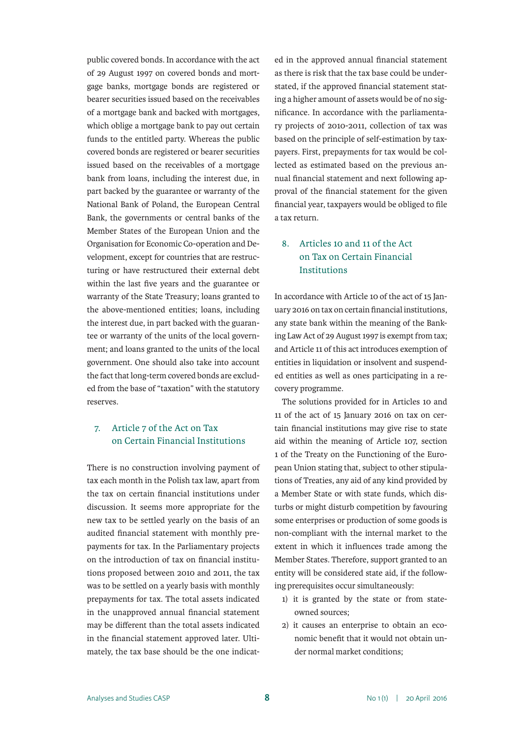public covered bonds. In accordance with the act of 29 August 1997 on covered bonds and mortgage banks, mortgage bonds are registered or bearer securities issued based on the receivables of a mortgage bank and backed with mortgages, which oblige a mortgage bank to pay out certain funds to the entitled party. Whereas the public covered bonds are registered or bearer securities issued based on the receivables of a mortgage bank from loans, including the interest due, in part backed by the guarantee or warranty of the National Bank of Poland, the European Central Bank, the governments or central banks of the Member States of the European Union and the Organisation for Economic Co-operation and Development, except for countries that are restructuring or have restructured their external debt within the last five years and the guarantee or warranty of the State Treasury; loans granted to the above-mentioned entities; loans, including the interest due, in part backed with the guarantee or warranty of the units of the local government; and loans granted to the units of the local government. One should also take into account the fact that long-term covered bonds are excluded from the base of "taxation" with the statutory reserves.

## 7. Article 7 of the Act on Tax on Certain Financial Institutions

There is no construction involving payment of tax each month in the Polish tax law, apart from the tax on certain financial institutions under discussion. It seems more appropriate for the new tax to be settled yearly on the basis of an audited financial statement with monthly prepayments for tax. In the Parliamentary projects on the introduction of tax on financial institutions proposed between 2010 and 2011, the tax was to be settled on a yearly basis with monthly prepayments for tax. The total assets indicated in the unapproved annual financial statement may be different than the total assets indicated in the financial statement approved later. Ultimately, the tax base should be the one indicated in the approved annual financial statement as there is risk that the tax base could be understated, if the approved financial statement stating a higher amount of assets would be of no significance. In accordance with the parliamentary projects of 2010-2011, collection of tax was based on the principle of self-estimation by taxpayers. First, prepayments for tax would be collected as estimated based on the previous annual financial statement and next following approval of the financial statement for the given financial year, taxpayers would be obliged to file a tax return.

## 8. Articles 10 and 11 of the Act on Tax on Certain Financial Institutions

In accordance with Article 10 of the act of 15 January 2016 on tax on certain financial institutions, any state bank within the meaning of the Banking Law Act of 29 August 1997 is exempt from tax; and Article 11 of this act introduces exemption of entities in liquidation or insolvent and suspended entities as well as ones participating in a recovery programme.

The solutions provided for in Articles 10 and 11 of the act of 15 January 2016 on tax on certain financial institutions may give rise to state aid within the meaning of Article 107, section 1 of the Treaty on the Functioning of the European Union stating that, subject to other stipulations of Treaties, any aid of any kind provided by a Member State or with state funds, which disturbs or might disturb competition by favouring some enterprises or production of some goods is non-compliant with the internal market to the extent in which it influences trade among the Member States. Therefore, support granted to an entity will be considered state aid, if the following prerequisites occur simultaneously:

1) it is granted by the state or from state-owned sources;
2) it causes an enterprise to obtain an economic benefit that it would not obtain under normal market conditions;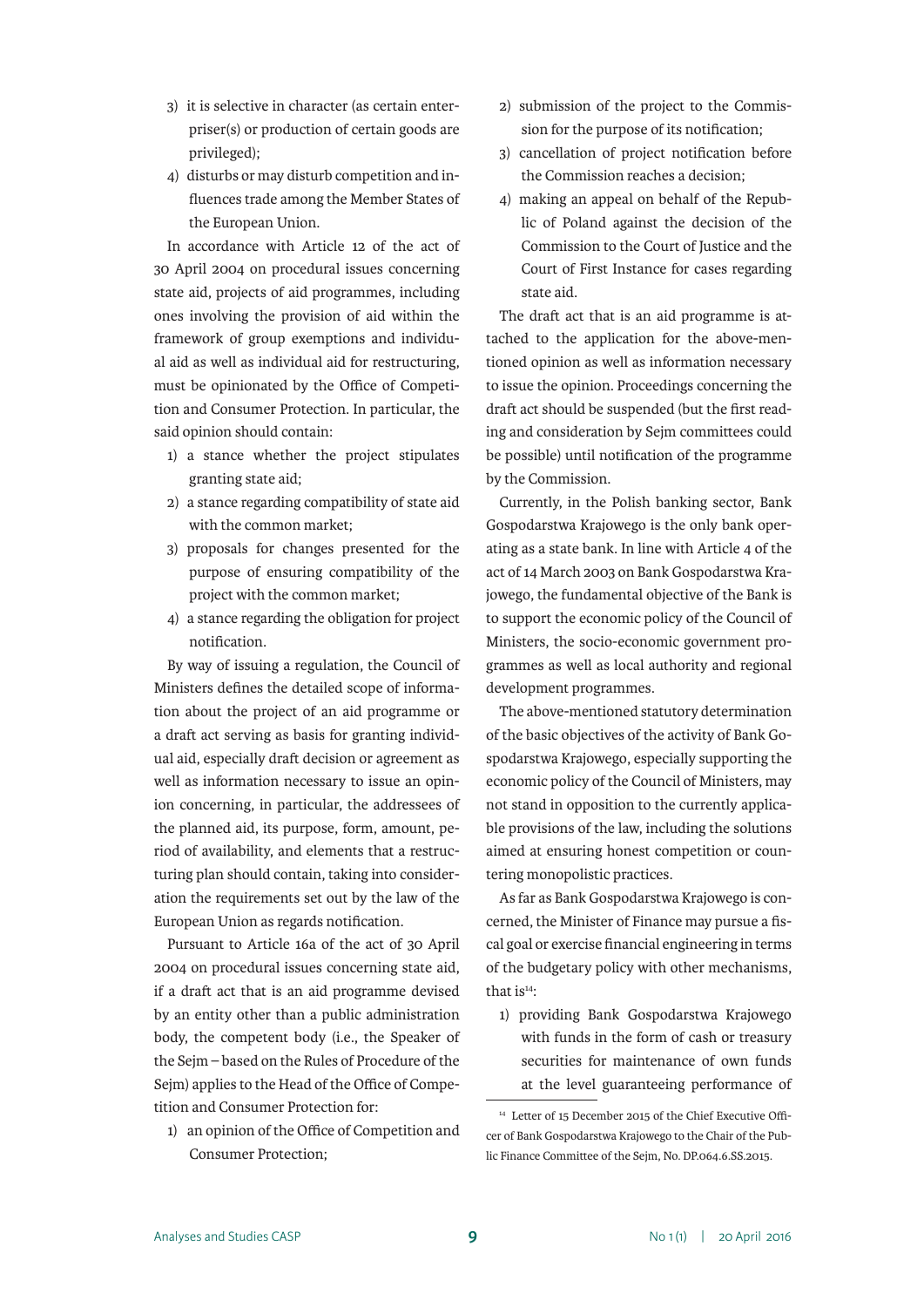3) it is selective in character (as certain enterpriser(s) or production of certain goods are privileged);
4) disturbs or may disturb competition and influences trade among the Member States of the European Union.

In accordance with Article 12 of the act of 30 April 2004 on procedural issues concerning state aid, projects of aid programmes, including ones involving the provision of aid within the framework of group exemptions and individual aid as well as individual aid for restructuring, must be opinionated by the Office of Competition and Consumer Protection. In particular, the said opinion should contain:

1) a stance whether the project stipulates granting state aid;
2) a stance regarding compatibility of state aid with the common market;
3) proposals for changes presented for the purpose of ensuring compatibility of the project with the common market;
4) a stance regarding the obligation for project notification.

By way of issuing a regulation, the Council of Ministers defines the detailed scope of information about the project of an aid programme or a draft act serving as basis for granting individual aid, especially draft decision or agreement as well as information necessary to issue an opinion concerning, in particular, the addressees of the planned aid, its purpose, form, amount, period of availability, and elements that a restructuring plan should contain, taking into consideration the requirements set out by the law of the European Union as regards notification.

Pursuant to Article 16a of the act of 30 April 2004 on procedural issues concerning state aid, if a draft act that is an aid programme devised by an entity other than a public administration body, the competent body (i.e., the Speaker of the Sejm – based on the Rules of Procedure of the Sejm) applies to the Head of the Office of Competition and Consumer Protection for:

1) an opinion of the Office of Competition and Consumer Protection;
2) submission of the project to the Commission for the purpose of its notification;
3) cancellation of project notification before the Commission reaches a decision;
4) making an appeal on behalf of the Republic of Poland against the decision of the Commission to the Court of Justice and the Court of First Instance for cases regarding state aid.

The draft act that is an aid programme is attached to the application for the above-mentioned opinion as well as information necessary to issue the opinion. Proceedings concerning the draft act should be suspended (but the first reading and consideration by Sejm committees could be possible) until notification of the programme by the Commission.

Currently, in the Polish banking sector, Bank Gospodarstwa Krajowego is the only bank operating as a state bank. In line with Article 4 of the act of 14 March 2003 on Bank Gospodarstwa Krajowego, the fundamental objective of the Bank is to support the economic policy of the Council of Ministers, the socio-economic government programmes as well as local authority and regional development programmes.

The above-mentioned statutory determination of the basic objectives of the activity of Bank Gospodarstwa Krajowego, especially supporting the economic policy of the Council of Ministers, may not stand in opposition to the currently applicable provisions of the law, including the solutions aimed at ensuring honest competition or countering monopolistic practices.

As far as Bank Gospodarstwa Krajowego is concerned, the Minister of Finance may pursue a fiscal goal or exercise financial engineering in terms of the budgetary policy with other mechanisms, that is[14]:

1) providing Bank Gospodarstwa Krajowego with funds in the form of cash or treasury securities for maintenance of own funds at the level guaranteeing performance of

---

[14] Letter of 15 December 2015 of the Chief Executive Officer of Bank Gospodarstwa Krajowego to the Chair of the Public Finance Committee of the Sejm, No. DP.064.6.SS.2015.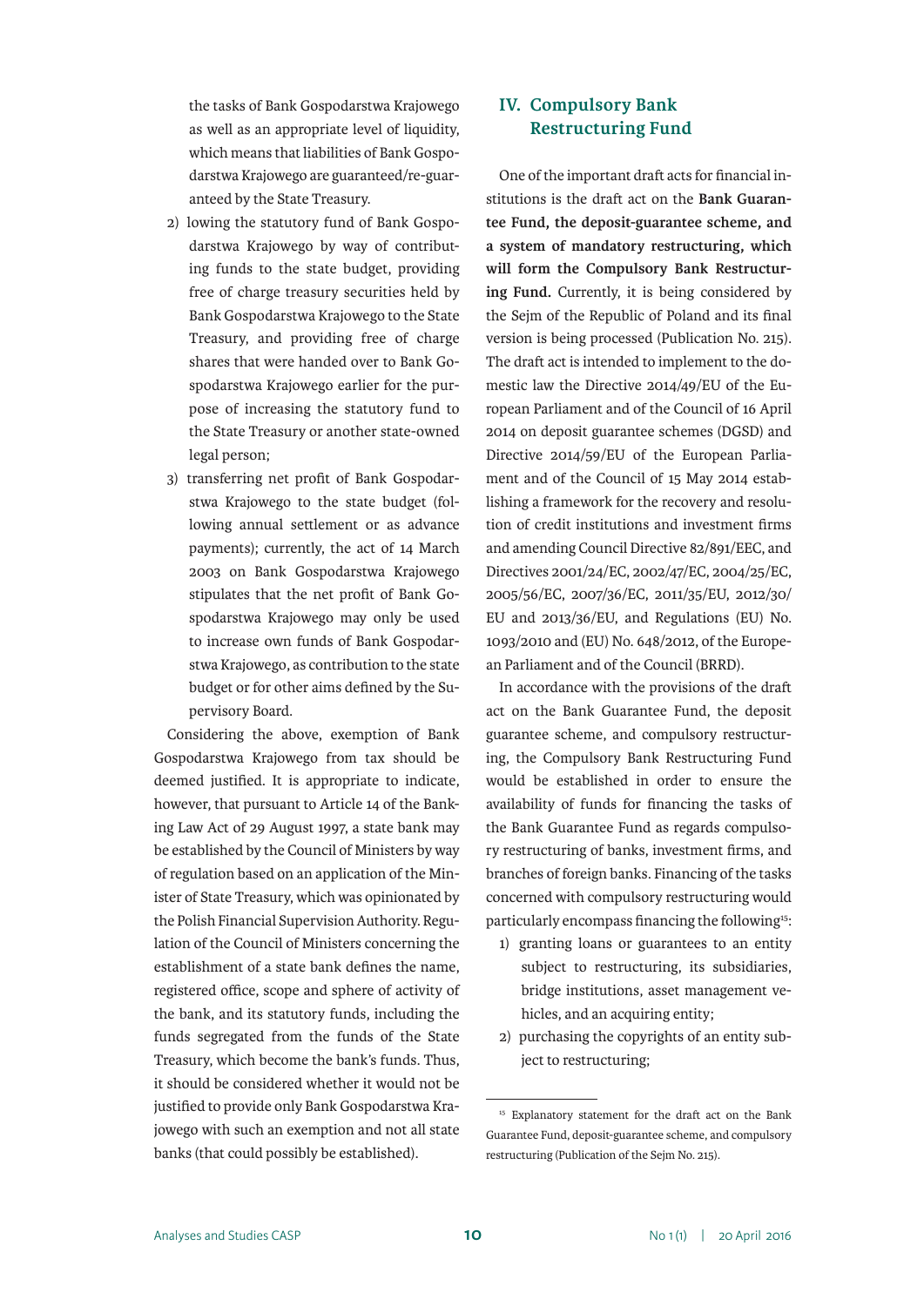the tasks of Bank Gospodarstwa Krajowego as well as an appropriate level of liquidity, which means that liabilities of Bank Gospodarstwa Krajowego are guaranteed/re-guaranteed by the State Treasury.

2) lowing the statutory fund of Bank Gospodarstwa Krajowego by way of contributing funds to the state budget, providing free of charge treasury securities held by Bank Gospodarstwa Krajowego to the State Treasury, and providing free of charge shares that were handed over to Bank Gospodarstwa Krajowego earlier for the purpose of increasing the statutory fund to the State Treasury or another state-owned legal person;
3) transferring net profit of Bank Gospodarstwa Krajowego to the state budget (following annual settlement or as advance payments); currently, the act of 14 March 2003 on Bank Gospodarstwa Krajowego stipulates that the net profit of Bank Gospodarstwa Krajowego may only be used to increase own funds of Bank Gospodarstwa Krajowego, as contribution to the state budget or for other aims defined by the Supervisory Board.

Considering the above, exemption of Bank Gospodarstwa Krajowego from tax should be deemed justified. It is appropriate to indicate, however, that pursuant to Article 14 of the Banking Law Act of 29 August 1997, a state bank may be established by the Council of Ministers by way of regulation based on an application of the Minister of State Treasury, which was opinionated by the Polish Financial Supervision Authority. Regulation of the Council of Ministers concerning the establishment of a state bank defines the name, registered office, scope and sphere of activity of the bank, and its statutory funds, including the funds segregated from the funds of the State Treasury, which become the bank's funds. Thus, it should be considered whether it would not be justified to provide only Bank Gospodarstwa Krajowego with such an exemption and not all state banks (that could possibly be established).

## IV. Compulsory Bank Restructuring Fund

One of the important draft acts for financial institutions is the draft act on the **Bank Guarantee Fund, the deposit-guarantee scheme, and a system of mandatory restructuring, which will form the Compulsory Bank Restructuring Fund.** Currently, it is being considered by the Sejm of the Republic of Poland and its final version is being processed (Publication No. 215). The draft act is intended to implement to the domestic law the Directive 2014/49/EU of the European Parliament and of the Council of 16 April 2014 on deposit guarantee schemes (DGSD) and Directive 2014/59/EU of the European Parliament and of the Council of 15 May 2014 establishing a framework for the recovery and resolution of credit institutions and investment firms and amending Council Directive 82/891/EEC, and Directives 2001/24/EC, 2002/47/EC, 2004/25/EC, 2005/56/EC, 2007/36/EC, 2011/35/EU, 2012/30/EU and 2013/36/EU, and Regulations (EU) No. 1093/2010 and (EU) No. 648/2012, of the European Parliament and of the Council (BRRD).

In accordance with the provisions of the draft act on the Bank Guarantee Fund, the deposit guarantee scheme, and compulsory restructuring, the Compulsory Bank Restructuring Fund would be established in order to ensure the availability of funds for financing the tasks of the Bank Guarantee Fund as regards compulsory restructuring of banks, investment firms, and branches of foreign banks. Financing of the tasks concerned with compulsory restructuring would particularly encompass financing the following[15]:

1) granting loans or guarantees to an entity subject to restructuring, its subsidiaries, bridge institutions, asset management vehicles, and an acquiring entity;
2) purchasing the copyrights of an entity subject to restructuring;

[15] Explanatory statement for the draft act on the Bank Guarantee Fund, deposit-guarantee scheme, and compulsory restructuring (Publication of the Sejm No. 215).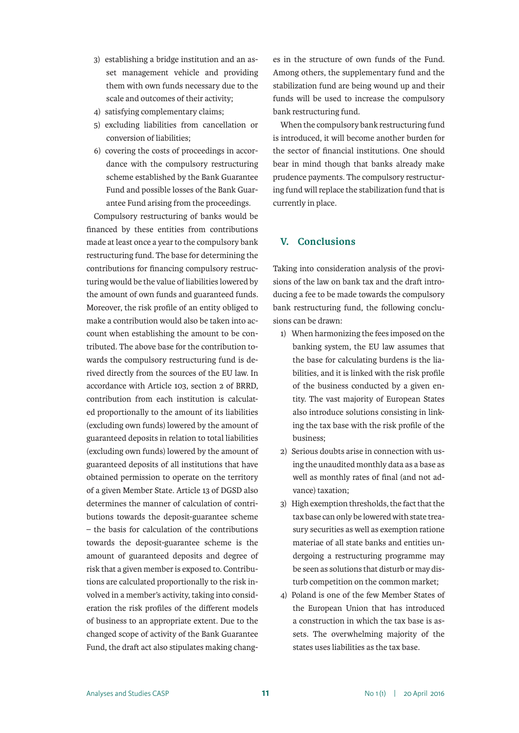3) establishing a bridge institution and an asset management vehicle and providing them with own funds necessary due to the scale and outcomes of their activity;
4) satisfying complementary claims;
5) excluding liabilities from cancellation or conversion of liabilities;
6) covering the costs of proceedings in accordance with the compulsory restructuring scheme established by the Bank Guarantee Fund and possible losses of the Bank Guarantee Fund arising from the proceedings.

Compulsory restructuring of banks would be financed by these entities from contributions made at least once a year to the compulsory bank restructuring fund. The base for determining the contributions for financing compulsory restructuring would be the value of liabilities lowered by the amount of own funds and guaranteed funds. Moreover, the risk profile of an entity obliged to make a contribution would also be taken into account when establishing the amount to be contributed. The above base for the contribution towards the compulsory restructuring fund is derived directly from the sources of the EU law. In accordance with Article 103, section 2 of BRRD, contribution from each institution is calculated proportionally to the amount of its liabilities (excluding own funds) lowered by the amount of guaranteed deposits in relation to total liabilities (excluding own funds) lowered by the amount of guaranteed deposits of all institutions that have obtained permission to operate on the territory of a given Member State. Article 13 of DGSD also determines the manner of calculation of contributions towards the deposit-guarantee scheme – the basis for calculation of the contributions towards the deposit-guarantee scheme is the amount of guaranteed deposits and degree of risk that a given member is exposed to. Contributions are calculated proportionally to the risk involved in a member's activity, taking into consideration the risk profiles of the different models of business to an appropriate extent. Due to the changed scope of activity of the Bank Guarantee Fund, the draft act also stipulates making changes in the structure of own funds of the Fund. Among others, the supplementary fund and the stabilization fund are being wound up and their funds will be used to increase the compulsory bank restructuring fund.

When the compulsory bank restructuring fund is introduced, it will become another burden for the sector of financial institutions. One should bear in mind though that banks already make prudence payments. The compulsory restructuring fund will replace the stabilization fund that is currently in place.

## V. Conclusions

Taking into consideration analysis of the provisions of the law on bank tax and the draft introducing a fee to be made towards the compulsory bank restructuring fund, the following conclusions can be drawn:

1) When harmonizing the fees imposed on the banking system, the EU law assumes that the base for calculating burdens is the liabilities, and it is linked with the risk profile of the business conducted by a given entity. The vast majority of European States also introduce solutions consisting in linking the tax base with the risk profile of the business;
2) Serious doubts arise in connection with using the unaudited monthly data as a base as well as monthly rates of final (and not advance) taxation;
3) High exemption thresholds, the fact that the tax base can only be lowered with state treasury securities as well as exemption ratione materiae of all state banks and entities undergoing a restructuring programme may be seen as solutions that disturb or may disturb competition on the common market;
4) Poland is one of the few Member States of the European Union that has introduced a construction in which the tax base is assets. The overwhelming majority of the states uses liabilities as the tax base.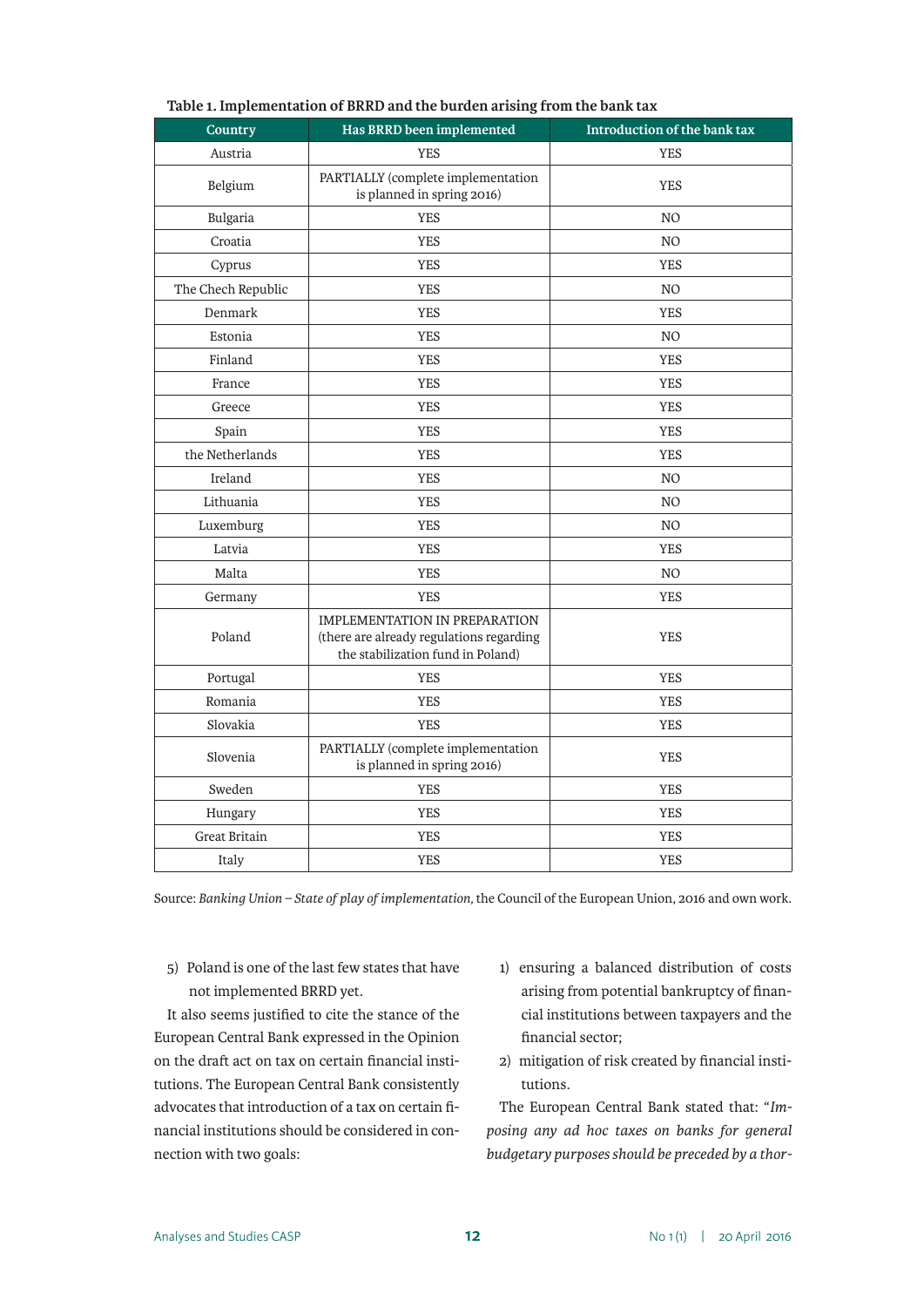**Table 1. Implementation of BRRD and the burden arising from the bank tax**

| Country | Has BRRD been implemented | Introduction of the bank tax |
|---|---|---|
| Austria | YES | YES |
| Belgium | PARTIALLY (complete implementation is planned in spring 2016) | YES |
| Bulgaria | YES | NO |
| Croatia | YES | NO |
| Cyprus | YES | YES |
| The Chech Republic | YES | NO |
| Denmark | YES | YES |
| Estonia | YES | NO |
| Finland | YES | YES |
| France | YES | YES |
| Greece | YES | YES |
| Spain | YES | YES |
| the Netherlands | YES | YES |
| Ireland | YES | NO |
| Lithuania | YES | NO |
| Luxemburg | YES | NO |
| Latvia | YES | YES |
| Malta | YES | NO |
| Germany | YES | YES |
| Poland | IMPLEMENTATION IN PREPARATION (there are already regulations regarding the stabilization fund in Poland) | YES |
| Portugal | YES | YES |
| Romania | YES | YES |
| Slovakia | YES | YES |
| Slovenia | PARTIALLY (complete implementation is planned in spring 2016) | YES |
| Sweden | YES | YES |
| Hungary | YES | YES |
| Great Britain | YES | YES |
| Italy | YES | YES |

Source: *Banking Union – State of play of implementation,* the Council of the European Union, 2016 and own work.

5) Poland is one of the last few states that have not implemented BRRD yet.

It also seems justified to cite the stance of the European Central Bank expressed in the Opinion on the draft act on tax on certain financial institutions. The European Central Bank consistently advocates that introduction of a tax on certain financial institutions should be considered in connection with two goals:

1) ensuring a balanced distribution of costs arising from potential bankruptcy of financial institutions between taxpayers and the financial sector;
2) mitigation of risk created by financial institutions.

The European Central Bank stated that: "*Imposing any ad hoc taxes on banks for general budgetary purposes should be preceded by a thor-*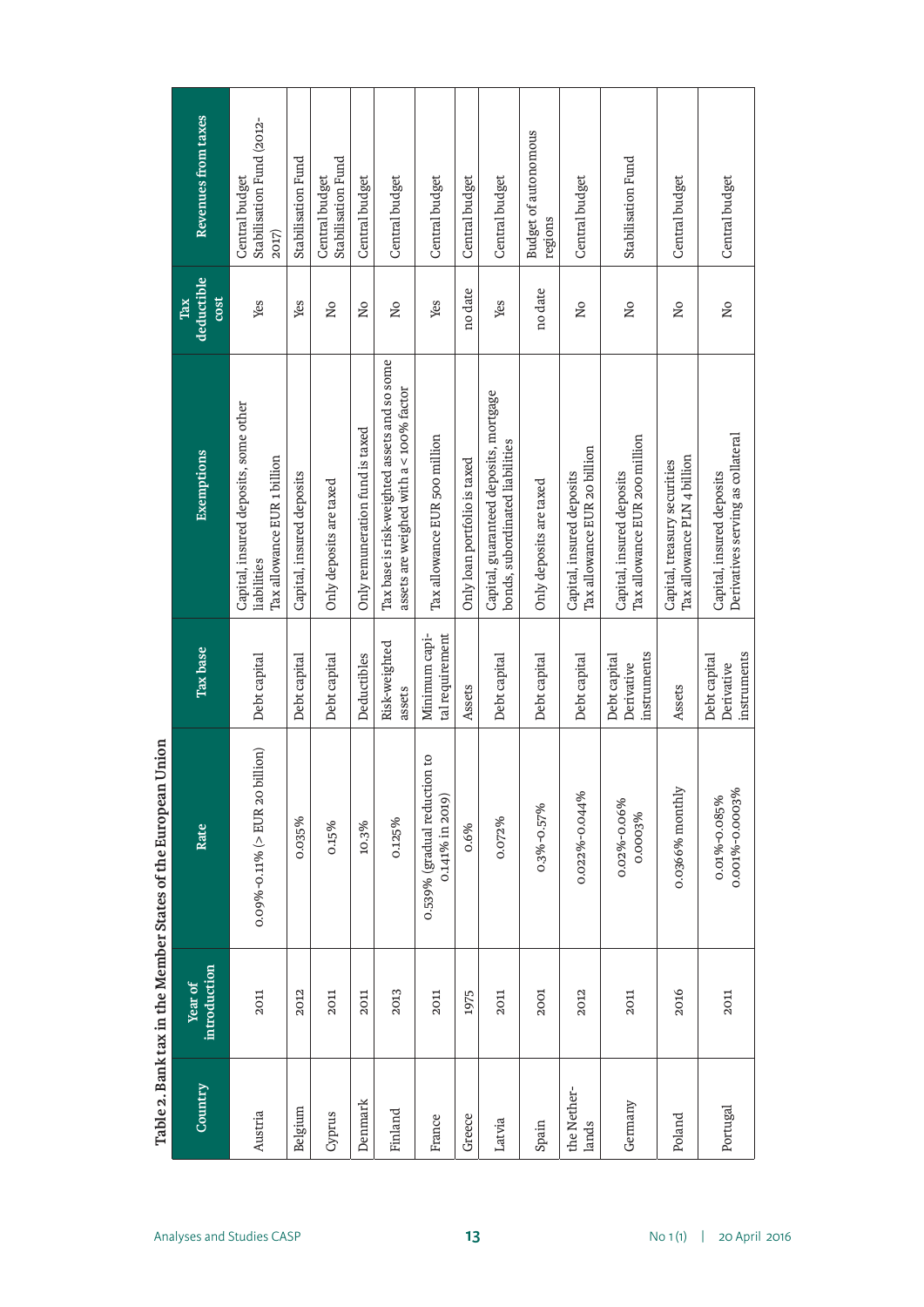**Table 2. Bank tax in the Member States of the European Union**

| Country | Year of introduction | Rate | Tax base | Exemptions | Tax deductible cost | Revenues from taxes |
|---|---|---|---|---|---|---|
| Austria | 2011 | 0.09%-0.11% (> EUR 20 billion) | Debt capital | Capital, insured deposits, some other liabilities<br>Tax allowance EUR 1 billion | Yes | Central budget<br>Stabilisation Fund (2012-2017) |
| Belgium | 2012 | 0.035% | Debt capital | Capital, insured deposits | Yes | Stabilisation Fund |
| Cyprus | 2011 | 0.15% | Debt capital | Only deposits are taxed | No | Central budget<br>Stabilisation Fund |
| Denmark | 2011 | 10.3% | Deductibles | Only remuneration fund is taxed | No | Central budget |
| Finland | 2013 | 0.125% | Risk-weighted assets | Tax base is risk-weighted assets and so some assets are weighed with a < 100% factor | No | Central budget |
| France | 2011 | 0.539% (gradual reduction to 0.141% in 2019) | Minimum capital requirement | Tax allowance EUR 500 million | Yes | Central budget |
| Greece | 1975 | 0.6% | Assets | Only loan portfolio is taxed | no date | Central budget |
| Latvia | 2011 | 0.072% | Debt capital | Capital, guaranteed deposits, mortgage bonds, subordinated liabilities | Yes | Central budget |
| Spain | 2001 | 0.3%-0.57% | Debt capital | Only deposits are taxed | no date | Budget of autonomous regions |
| the Netherlands | 2012 | 0.022%-0.044% | Debt capital | Capital, insured deposits<br>Tax allowance EUR 20 billion | No | Central budget |
| Germany | 2011 | 0.02%-0.06%<br>0.0003% | Debt capital<br>Derivative instruments | Capital, insured deposits<br>Tax allowance EUR 200 million | No | Stabilisation Fund |
| Poland | 2016 | 0.0366% monthly | Assets | Capital, treasury securities<br>Tax allowance PLN 4 billion | No | Central budget |
| Portugal | 2011 | 0.01%-0.085%<br>0.001%-0.0003% | Debt capital<br>Derivative instruments | Capital, insured deposits<br>Derivatives serving as collateral | No | Central budget |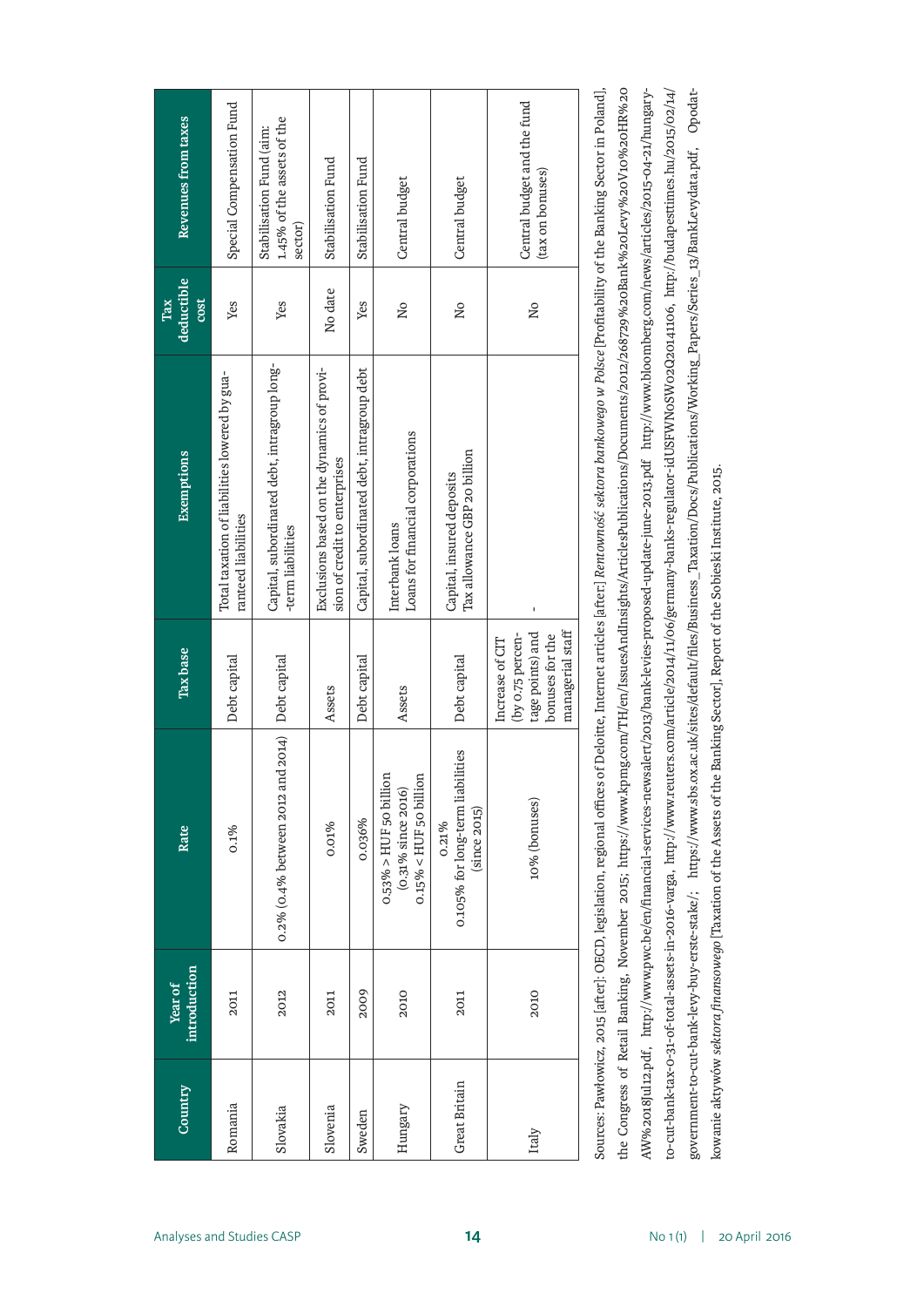| Country | Year of introduction | Rate | Tax base | Exemptions | Tax deductible cost | Revenues from taxes |
|---|---|---|---|---|---|---|
| Romania | 2011 | 0.1% | Debt capital | Total taxation of liabilities lowered by guaranteed liabilities | Yes | Special Compensation Fund |
| Slovakia | 2012 | 0.2% (0.4% between 2012 and 2014) | Debt capital | Capital, subordinated debt, intragroup long-term liabilities | Yes | Stabilisation Fund (aim: 1.45% of the assets of the sector) |
| Slovenia | 2011 | 0.01% | Assets | Exclusions based on the dynamics of provision of credit to enterprises | No date | Stabilisation Fund |
| Sweden | 2009 | 0.036% | Debt capital | Capital, subordinated debt, intragroup debt | Yes | Stabilisation Fund |
| Hungary | 2010 | 0.53% > HUF 50 billion (0.31% since 2016) 0.15% < HUF 50 billion | Assets | Interbank loans Loans for financial corporations | No | Central budget |
| Great Britain | 2011 | 0.21% 0.105% for long-term liabilities (since 2015) | Debt capital | Capital, insured deposits Tax allowance GBP 20 billion | No | Central budget |
| Italy | 2010 | 10% (bonuses) | Increase of CIT (by 0.75 percentage points) and bonuses for the managerial staff | - | No | Central budget and the fund (tax on bonuses) |

Sources: Pawłowicz, 2015 [after]: OECD, legislation, regional offices of Deloitte, Internet articles [after:] *Rentowność sektora bankowego w Polsce* [Profitability of the Banking Sector in Poland], the Congress of Retail Banking, November 2015; https://www.kpmg.com/TH/en/IssuesAndInsights/ArticlesPublications/Documents/2012/268729%20Bank%20Levy%20V10%20HR%20AW%2018Jul12.pdf, http://www.pwc.be/en/financial-services-newsalert/2013/bank-levies-proposed-update-june-2013.pdf http://www.bloomberg.com/news/articles/2015-04-21/hungary-to-cut-bank-tax-0-31-of-total-assets-in-2016-varga, http://www.reuters.com/article/2014/11/06/germany-banks-regulator-idUSFWN0SW02Q20141106, http://budapesttimes.hu/2015/02/14/government-to-cut-bank-levy-buy-erste-stake/; https://www.sbs.ox.ac.uk/sites/default/files/Business_Taxation/Docs/Publications/Working_Papers/Series_13/BankLevydata.pdf, Opodatkowanie aktywów *sektora finansowego* [Taxation of the Assets of the Banking Sector], Report of the Sobieski Institute, 2015.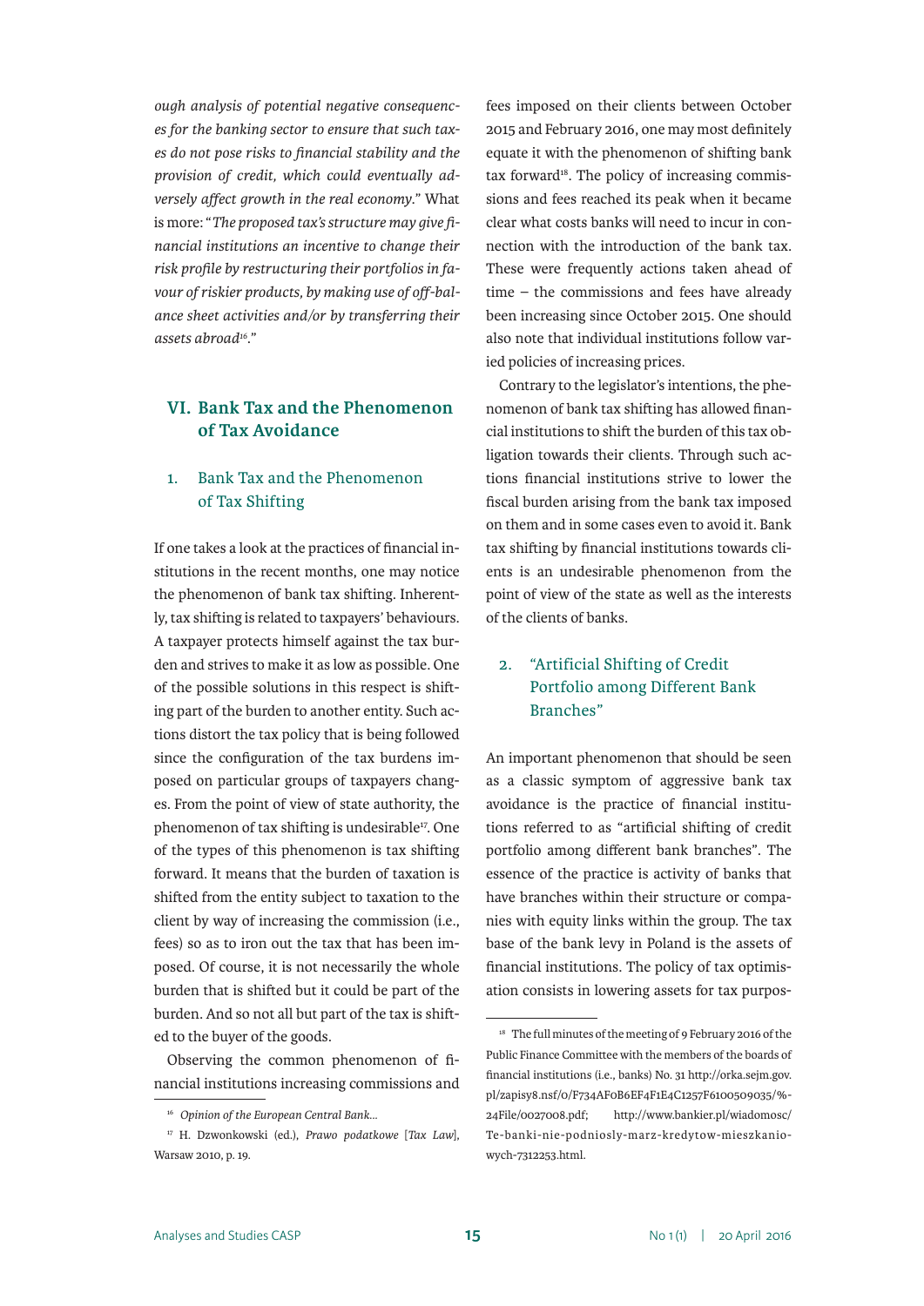*ough analysis of potential negative consequences for the banking sector to ensure that such taxes do not pose risks to financial stability and the provision of credit, which could eventually adversely affect growth in the real economy.*" What is more: "*The proposed tax's structure may give financial institutions an incentive to change their risk profile by restructuring their portfolios in favour of riskier products, by making use of off-balance sheet activities and/or by transferring their assets abroad*[16]."

## VI. Bank Tax and the Phenomenon of Tax Avoidance

### 1. Bank Tax and the Phenomenon of Tax Shifting

If one takes a look at the practices of financial institutions in the recent months, one may notice the phenomenon of bank tax shifting. Inherently, tax shifting is related to taxpayers' behaviours. A taxpayer protects himself against the tax burden and strives to make it as low as possible. One of the possible solutions in this respect is shifting part of the burden to another entity. Such actions distort the tax policy that is being followed since the configuration of the tax burdens imposed on particular groups of taxpayers changes. From the point of view of state authority, the phenomenon of tax shifting is undesirable[17]. One of the types of this phenomenon is tax shifting forward. It means that the burden of taxation is shifted from the entity subject to taxation to the client by way of increasing the commission (i.e., fees) so as to iron out the tax that has been imposed. Of course, it is not necessarily the whole burden that is shifted but it could be part of the burden. And so not all but part of the tax is shifted to the buyer of the goods.

Observing the common phenomenon of financial institutions increasing commissions and fees imposed on their clients between October 2015 and February 2016, one may most definitely equate it with the phenomenon of shifting bank tax forward[18]. The policy of increasing commissions and fees reached its peak when it became clear what costs banks will need to incur in connection with the introduction of the bank tax. These were frequently actions taken ahead of time – the commissions and fees have already been increasing since October 2015. One should also note that individual institutions follow varied policies of increasing prices.

Contrary to the legislator's intentions, the phenomenon of bank tax shifting has allowed financial institutions to shift the burden of this tax obligation towards their clients. Through such actions financial institutions strive to lower the fiscal burden arising from the bank tax imposed on them and in some cases even to avoid it. Bank tax shifting by financial institutions towards clients is an undesirable phenomenon from the point of view of the state as well as the interests of the clients of banks.

### 2. "Artificial Shifting of Credit Portfolio among Different Bank Branches"

An important phenomenon that should be seen as a classic symptom of aggressive bank tax avoidance is the practice of financial institutions referred to as "artificial shifting of credit portfolio among different bank branches". The essence of the practice is activity of banks that have branches within their structure or companies with equity links within the group. The tax base of the bank levy in Poland is the assets of financial institutions. The policy of tax optimisation consists in lowering assets for tax purpos-

---

[16] *Opinion of the European Central Bank...*

[17] H. Dzwonkowski (ed.), *Prawo podatkowe* [*Tax Law*], Warsaw 2010, p. 19.

[18] The full minutes of the meeting of 9 February 2016 of the Public Finance Committee with the members of the boards of financial institutions (i.e., banks) No. 31 http://orka.sejm.gov.pl/zapisy8.nsf/0/F734AF0B6EF4F1E4C1257F6100509035/%24File/0027008.pdf; http://www.bankier.pl/wiadomosc/Te-banki-nie-podniosly-marz-kredytow-mieszkaniowych-7312253.html.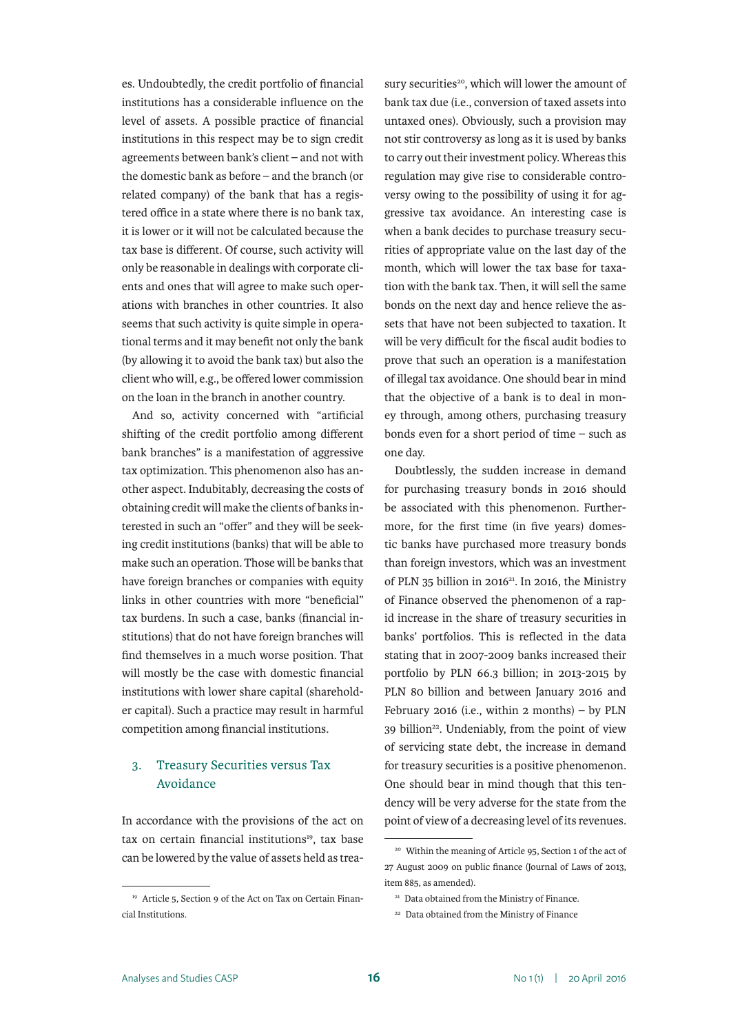es. Undoubtedly, the credit portfolio of financial institutions has a considerable influence on the level of assets. A possible practice of financial institutions in this respect may be to sign credit agreements between bank's client – and not with the domestic bank as before – and the branch (or related company) of the bank that has a registered office in a state where there is no bank tax, it is lower or it will not be calculated because the tax base is different. Of course, such activity will only be reasonable in dealings with corporate clients and ones that will agree to make such operations with branches in other countries. It also seems that such activity is quite simple in operational terms and it may benefit not only the bank (by allowing it to avoid the bank tax) but also the client who will, e.g., be offered lower commission on the loan in the branch in another country.

And so, activity concerned with "artificial shifting of the credit portfolio among different bank branches" is a manifestation of aggressive tax optimization. This phenomenon also has another aspect. Indubitably, decreasing the costs of obtaining credit will make the clients of banks interested in such an "offer" and they will be seeking credit institutions (banks) that will be able to make such an operation. Those will be banks that have foreign branches or companies with equity links in other countries with more "beneficial" tax burdens. In such a case, banks (financial institutions) that do not have foreign branches will find themselves in a much worse position. That will mostly be the case with domestic financial institutions with lower share capital (shareholder capital). Such a practice may result in harmful competition among financial institutions.

## 3. Treasury Securities versus Tax Avoidance

In accordance with the provisions of the act on tax on certain financial institutions[19], tax base can be lowered by the value of assets held as treasury securities[20], which will lower the amount of bank tax due (i.e., conversion of taxed assets into untaxed ones). Obviously, such a provision may not stir controversy as long as it is used by banks to carry out their investment policy. Whereas this regulation may give rise to considerable controversy owing to the possibility of using it for aggressive tax avoidance. An interesting case is when a bank decides to purchase treasury securities of appropriate value on the last day of the month, which will lower the tax base for taxation with the bank tax. Then, it will sell the same bonds on the next day and hence relieve the assets that have not been subjected to taxation. It will be very difficult for the fiscal audit bodies to prove that such an operation is a manifestation of illegal tax avoidance. One should bear in mind that the objective of a bank is to deal in money through, among others, purchasing treasury bonds even for a short period of time – such as one day.

Doubtlessly, the sudden increase in demand for purchasing treasury bonds in 2016 should be associated with this phenomenon. Furthermore, for the first time (in five years) domestic banks have purchased more treasury bonds than foreign investors, which was an investment of PLN 35 billion in 2016[21]. In 2016, the Ministry of Finance observed the phenomenon of a rapid increase in the share of treasury securities in banks' portfolios. This is reflected in the data stating that in 2007-2009 banks increased their portfolio by PLN 66.3 billion; in 2013-2015 by PLN 80 billion and between January 2016 and February 2016 (i.e., within 2 months) – by PLN 39 billion[22]. Undeniably, from the point of view of servicing state debt, the increase in demand for treasury securities is a positive phenomenon. One should bear in mind though that this tendency will be very adverse for the state from the point of view of a decreasing level of its revenues.

---

[19] Article 5, Section 9 of the Act on Tax on Certain Financial Institutions.

[20] Within the meaning of Article 95, Section 1 of the act of 27 August 2009 on public finance (Journal of Laws of 2013, item 885, as amended).

[21] Data obtained from the Ministry of Finance.

[22] Data obtained from the Ministry of Finance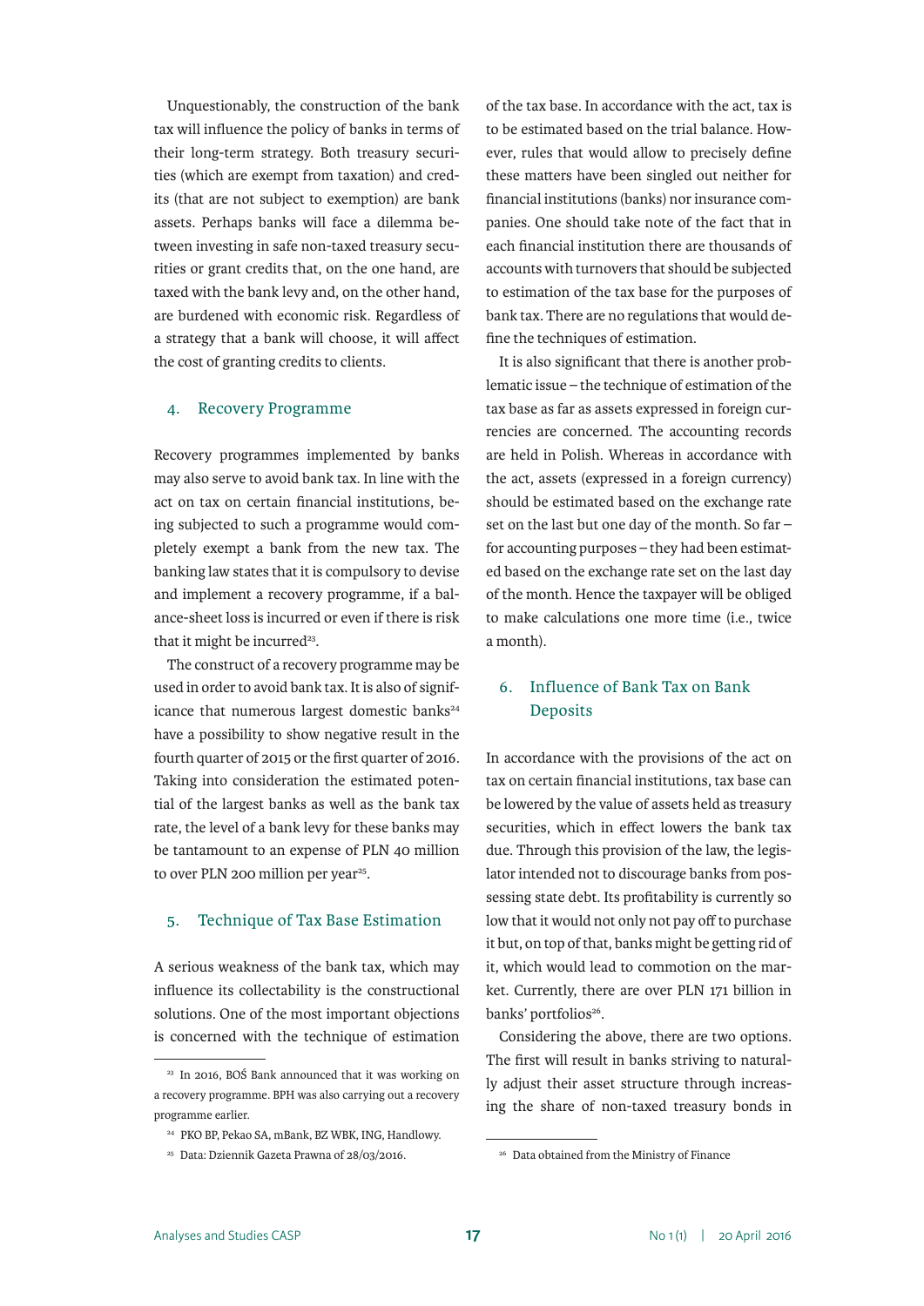Unquestionably, the construction of the bank tax will influence the policy of banks in terms of their long-term strategy. Both treasury securities (which are exempt from taxation) and credits (that are not subject to exemption) are bank assets. Perhaps banks will face a dilemma between investing in safe non-taxed treasury securities or grant credits that, on the one hand, are taxed with the bank levy and, on the other hand, are burdened with economic risk. Regardless of a strategy that a bank will choose, it will affect the cost of granting credits to clients.

## 4. Recovery Programme

Recovery programmes implemented by banks may also serve to avoid bank tax. In line with the act on tax on certain financial institutions, being subjected to such a programme would completely exempt a bank from the new tax. The banking law states that it is compulsory to devise and implement a recovery programme, if a balance-sheet loss is incurred or even if there is risk that it might be incurred[23].

The construct of a recovery programme may be used in order to avoid bank tax. It is also of significance that numerous largest domestic banks[24] have a possibility to show negative result in the fourth quarter of 2015 or the first quarter of 2016. Taking into consideration the estimated potential of the largest banks as well as the bank tax rate, the level of a bank levy for these banks may be tantamount to an expense of PLN 40 million to over PLN 200 million per year[25].

## 5. Technique of Tax Base Estimation

A serious weakness of the bank tax, which may influence its collectability is the constructional solutions. One of the most important objections is concerned with the technique of estimation of the tax base. In accordance with the act, tax is to be estimated based on the trial balance. However, rules that would allow to precisely define these matters have been singled out neither for financial institutions (banks) nor insurance companies. One should take note of the fact that in each financial institution there are thousands of accounts with turnovers that should be subjected to estimation of the tax base for the purposes of bank tax. There are no regulations that would define the techniques of estimation.

It is also significant that there is another problematic issue – the technique of estimation of the tax base as far as assets expressed in foreign currencies are concerned. The accounting records are held in Polish. Whereas in accordance with the act, assets (expressed in a foreign currency) should be estimated based on the exchange rate set on the last but one day of the month. So far – for accounting purposes – they had been estimated based on the exchange rate set on the last day of the month. Hence the taxpayer will be obliged to make calculations one more time (i.e., twice a month).

## 6. Influence of Bank Tax on Bank Deposits

In accordance with the provisions of the act on tax on certain financial institutions, tax base can be lowered by the value of assets held as treasury securities, which in effect lowers the bank tax due. Through this provision of the law, the legislator intended not to discourage banks from possessing state debt. Its profitability is currently so low that it would not only not pay off to purchase it but, on top of that, banks might be getting rid of it, which would lead to commotion on the market. Currently, there are over PLN 171 billion in banks' portfolios[26].

Considering the above, there are two options. The first will result in banks striving to naturally adjust their asset structure through increasing the share of non-taxed treasury bonds in

---

[23] In 2016, BOŚ Bank announced that it was working on a recovery programme. BPH was also carrying out a recovery programme earlier.

[24] PKO BP, Pekao SA, mBank, BZ WBK, ING, Handlowy.

[25] Data: Dziennik Gazeta Prawna of 28/03/2016.

[26] Data obtained from the Ministry of Finance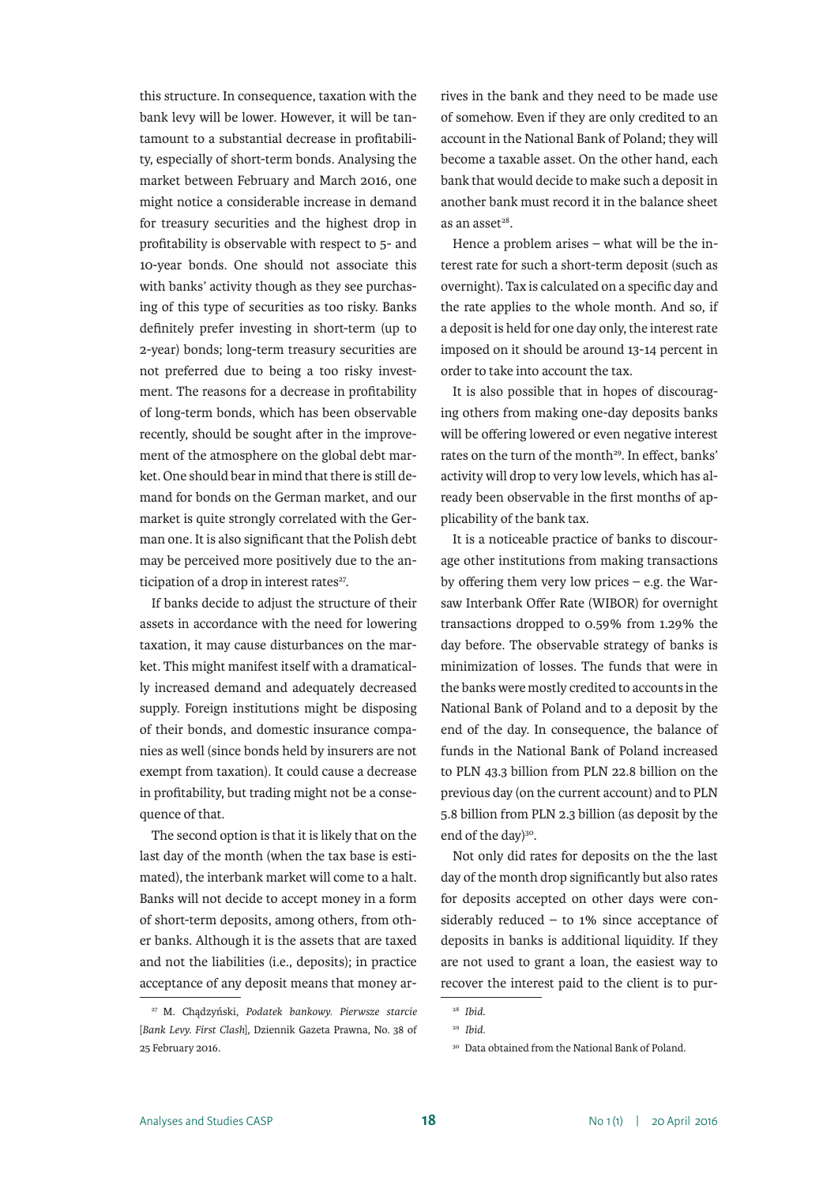this structure. In consequence, taxation with the bank levy will be lower. However, it will be tantamount to a substantial decrease in profitability, especially of short-term bonds. Analysing the market between February and March 2016, one might notice a considerable increase in demand for treasury securities and the highest drop in profitability is observable with respect to 5- and 10-year bonds. One should not associate this with banks' activity though as they see purchasing of this type of securities as too risky. Banks definitely prefer investing in short-term (up to 2-year) bonds; long-term treasury securities are not preferred due to being a too risky investment. The reasons for a decrease in profitability of long-term bonds, which has been observable recently, should be sought after in the improvement of the atmosphere on the global debt market. One should bear in mind that there is still demand for bonds on the German market, and our market is quite strongly correlated with the German one. It is also significant that the Polish debt may be perceived more positively due to the anticipation of a drop in interest rates[27].

If banks decide to adjust the structure of their assets in accordance with the need for lowering taxation, it may cause disturbances on the market. This might manifest itself with a dramatically increased demand and adequately decreased supply. Foreign institutions might be disposing of their bonds, and domestic insurance companies as well (since bonds held by insurers are not exempt from taxation). It could cause a decrease in profitability, but trading might not be a consequence of that.

The second option is that it is likely that on the last day of the month (when the tax base is estimated), the interbank market will come to a halt. Banks will not decide to accept money in a form of short-term deposits, among others, from other banks. Although it is the assets that are taxed and not the liabilities (i.e., deposits); in practice acceptance of any deposit means that money arrives in the bank and they need to be made use of somehow. Even if they are only credited to an account in the National Bank of Poland; they will become a taxable asset. On the other hand, each bank that would decide to make such a deposit in another bank must record it in the balance sheet as an asset[28].

Hence a problem arises – what will be the interest rate for such a short-term deposit (such as overnight). Tax is calculated on a specific day and the rate applies to the whole month. And so, if a deposit is held for one day only, the interest rate imposed on it should be around 13-14 percent in order to take into account the tax.

It is also possible that in hopes of discouraging others from making one-day deposits banks will be offering lowered or even negative interest rates on the turn of the month[29]. In effect, banks' activity will drop to very low levels, which has already been observable in the first months of applicability of the bank tax.

It is a noticeable practice of banks to discourage other institutions from making transactions by offering them very low prices – e.g. the Warsaw Interbank Offer Rate (WIBOR) for overnight transactions dropped to 0.59% from 1.29% the day before. The observable strategy of banks is minimization of losses. The funds that were in the banks were mostly credited to accounts in the National Bank of Poland and to a deposit by the end of the day. In consequence, the balance of funds in the National Bank of Poland increased to PLN 43.3 billion from PLN 22.8 billion on the previous day (on the current account) and to PLN 5.8 billion from PLN 2.3 billion (as deposit by the end of the day)[30].

Not only did rates for deposits on the the last day of the month drop significantly but also rates for deposits accepted on other days were considerably reduced – to 1% since acceptance of deposits in banks is additional liquidity. If they are not used to grant a loan, the easiest way to recover the interest paid to the client is to pur-

---

[27] M. Chądzyński, *Podatek bankowy. Pierwsze starcie* [*Bank Levy. First Clash*], Dziennik Gazeta Prawna, No. 38 of 25 February 2016.

[28] *Ibid.*

[29] *Ibid.*

[30] Data obtained from the National Bank of Poland.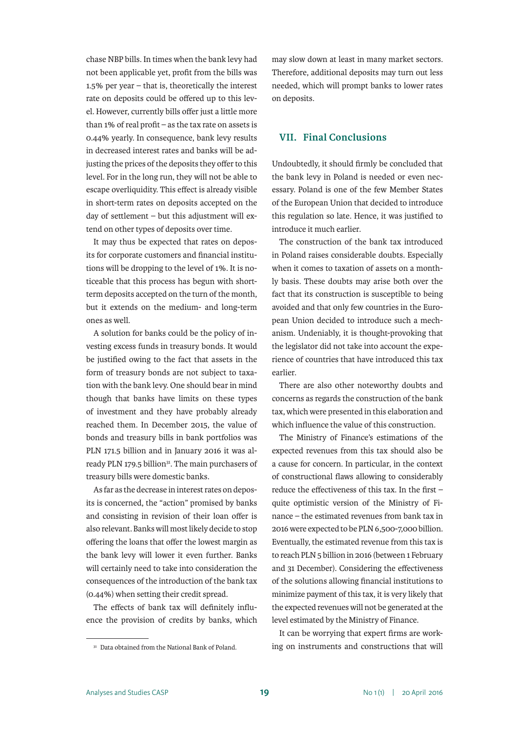chase NBP bills. In times when the bank levy had not been applicable yet, profit from the bills was 1.5% per year – that is, theoretically the interest rate on deposits could be offered up to this level. However, currently bills offer just a little more than 1% of real profit – as the tax rate on assets is 0.44% yearly. In consequence, bank levy results in decreased interest rates and banks will be adjusting the prices of the deposits they offer to this level. For in the long run, they will not be able to escape overliquidity. This effect is already visible in short-term rates on deposits accepted on the day of settlement – but this adjustment will extend on other types of deposits over time.

It may thus be expected that rates on deposits for corporate customers and financial institutions will be dropping to the level of 1%. It is noticeable that this process has begun with short-term deposits accepted on the turn of the month, but it extends on the medium- and long-term ones as well.

A solution for banks could be the policy of investing excess funds in treasury bonds. It would be justified owing to the fact that assets in the form of treasury bonds are not subject to taxation with the bank levy. One should bear in mind though that banks have limits on these types of investment and they have probably already reached them. In December 2015, the value of bonds and treasury bills in bank portfolios was PLN 171.5 billion and in January 2016 it was already PLN 179.5 billion[31]. The main purchasers of treasury bills were domestic banks.

As far as the decrease in interest rates on deposits is concerned, the "action" promised by banks and consisting in revision of their loan offer is also relevant. Banks will most likely decide to stop offering the loans that offer the lowest margin as the bank levy will lower it even further. Banks will certainly need to take into consideration the consequences of the introduction of the bank tax (0.44%) when setting their credit spread.

The effects of bank tax will definitely influence the provision of credits by banks, which may slow down at least in many market sectors. Therefore, additional deposits may turn out less needed, which will prompt banks to lower rates on deposits.

## VII. Final Conclusions

Undoubtedly, it should firmly be concluded that the bank levy in Poland is needed or even necessary. Poland is one of the few Member States of the European Union that decided to introduce this regulation so late. Hence, it was justified to introduce it much earlier.

The construction of the bank tax introduced in Poland raises considerable doubts. Especially when it comes to taxation of assets on a monthly basis. These doubts may arise both over the fact that its construction is susceptible to being avoided and that only few countries in the European Union decided to introduce such a mechanism. Undeniably, it is thought-provoking that the legislator did not take into account the experience of countries that have introduced this tax earlier.

There are also other noteworthy doubts and concerns as regards the construction of the bank tax, which were presented in this elaboration and which influence the value of this construction.

The Ministry of Finance's estimations of the expected revenues from this tax should also be a cause for concern. In particular, in the context of constructional flaws allowing to considerably reduce the effectiveness of this tax. In the first – quite optimistic version of the Ministry of Finance – the estimated revenues from bank tax in 2016 were expected to be PLN 6,500-7,000 billion. Eventually, the estimated revenue from this tax is to reach PLN 5 billion in 2016 (between 1 February and 31 December). Considering the effectiveness of the solutions allowing financial institutions to minimize payment of this tax, it is very likely that the expected revenues will not be generated at the level estimated by the Ministry of Finance.

It can be worrying that expert firms are working on instruments and constructions that will

---

[31] Data obtained from the National Bank of Poland.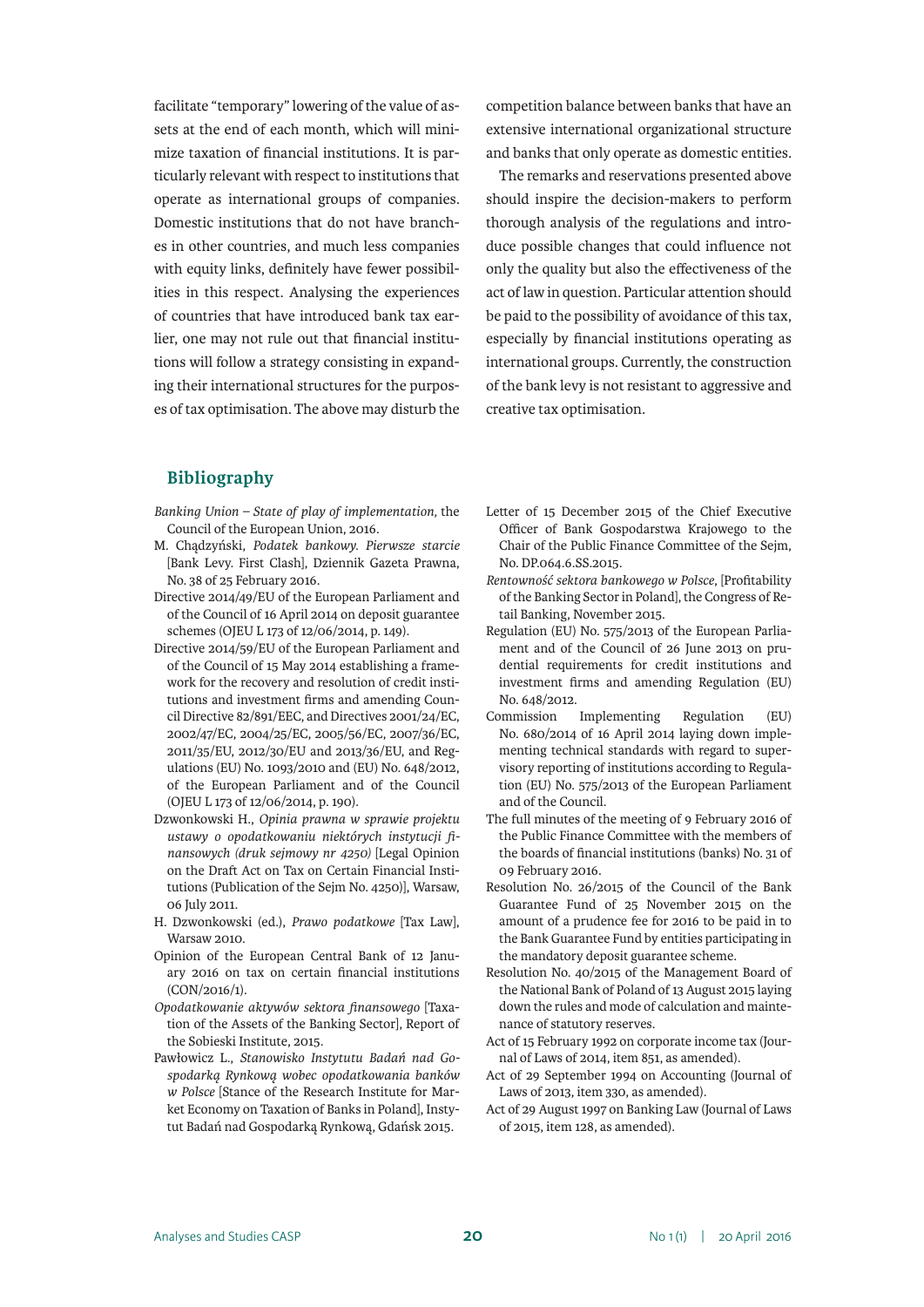facilitate "temporary" lowering of the value of assets at the end of each month, which will minimize taxation of financial institutions. It is particularly relevant with respect to institutions that operate as international groups of companies. Domestic institutions that do not have branches in other countries, and much less companies with equity links, definitely have fewer possibilities in this respect. Analysing the experiences of countries that have introduced bank tax earlier, one may not rule out that financial institutions will follow a strategy consisting in expanding their international structures for the purposes of tax optimisation. The above may disturb the competition balance between banks that have an extensive international organizational structure and banks that only operate as domestic entities.

The remarks and reservations presented above should inspire the decision-makers to perform thorough analysis of the regulations and introduce possible changes that could influence not only the quality but also the effectiveness of the act of law in question. Particular attention should be paid to the possibility of avoidance of this tax, especially by financial institutions operating as international groups. Currently, the construction of the bank levy is not resistant to aggressive and creative tax optimisation.

## Bibliography

*Banking Union – State of play of implementation*, the Council of the European Union, 2016.

M. Chądzyński, *Podatek bankowy. Pierwsze starcie* [Bank Levy. First Clash], Dziennik Gazeta Prawna, No. 38 of 25 February 2016.

Directive 2014/49/EU of the European Parliament and of the Council of 16 April 2014 on deposit guarantee schemes (OJEU L 173 of 12/06/2014, p. 149).

Directive 2014/59/EU of the European Parliament and of the Council of 15 May 2014 establishing a framework for the recovery and resolution of credit institutions and investment firms and amending Council Directive 82/891/EEC, and Directives 2001/24/EC, 2002/47/EC, 2004/25/EC, 2005/56/EC, 2007/36/EC, 2011/35/EU, 2012/30/EU and 2013/36/EU, and Regulations (EU) No. 1093/2010 and (EU) No. 648/2012, of the European Parliament and of the Council (OJEU L 173 of 12/06/2014, p. 190).

Dzwonkowski H., *Opinia prawna w sprawie projektu ustawy o opodatkowaniu niektórych instytucji finansowych (druk sejmowy nr 4250)* [Legal Opinion on the Draft Act on Tax on Certain Financial Institutions (Publication of the Sejm No. 4250)], Warsaw, 06 July 2011.

H. Dzwonkowski (ed.), *Prawo podatkowe* [Tax Law], Warsaw 2010.

Opinion of the European Central Bank of 12 January 2016 on tax on certain financial institutions (CON/2016/1).

*Opodatkowanie aktywów sektora finansowego* [Taxation of the Assets of the Banking Sector], Report of the Sobieski Institute, 2015.

Pawłowicz L., *Stanowisko Instytutu Badań nad Gospodarką Rynkową wobec opodatkowania banków w Polsce* [Stance of the Research Institute for Market Economy on Taxation of Banks in Poland], Instytut Badań nad Gospodarką Rynkową, Gdańsk 2015.

Letter of 15 December 2015 of the Chief Executive Officer of Bank Gospodarstwa Krajowego to the Chair of the Public Finance Committee of the Sejm, No. DP.064.6.SS.2015.

*Rentowność sektora bankowego w Polsce*, [Profitability of the Banking Sector in Poland], the Congress of Retail Banking, November 2015.

Regulation (EU) No. 575/2013 of the European Parliament and of the Council of 26 June 2013 on prudential requirements for credit institutions and investment firms and amending Regulation (EU) No. 648/2012.

Commission Implementing Regulation (EU) No. 680/2014 of 16 April 2014 laying down implementing technical standards with regard to supervisory reporting of institutions according to Regulation (EU) No. 575/2013 of the European Parliament and of the Council.

The full minutes of the meeting of 9 February 2016 of the Public Finance Committee with the members of the boards of financial institutions (banks) No. 31 of 09 February 2016.

Resolution No. 26/2015 of the Council of the Bank Guarantee Fund of 25 November 2015 on the amount of a prudence fee for 2016 to be paid in to the Bank Guarantee Fund by entities participating in the mandatory deposit guarantee scheme.

Resolution No. 40/2015 of the Management Board of the National Bank of Poland of 13 August 2015 laying down the rules and mode of calculation and maintenance of statutory reserves.

Act of 15 February 1992 on corporate income tax (Journal of Laws of 2014, item 851, as amended).

Act of 29 September 1994 on Accounting (Journal of Laws of 2013, item 330, as amended).

Act of 29 August 1997 on Banking Law (Journal of Laws of 2015, item 128, as amended).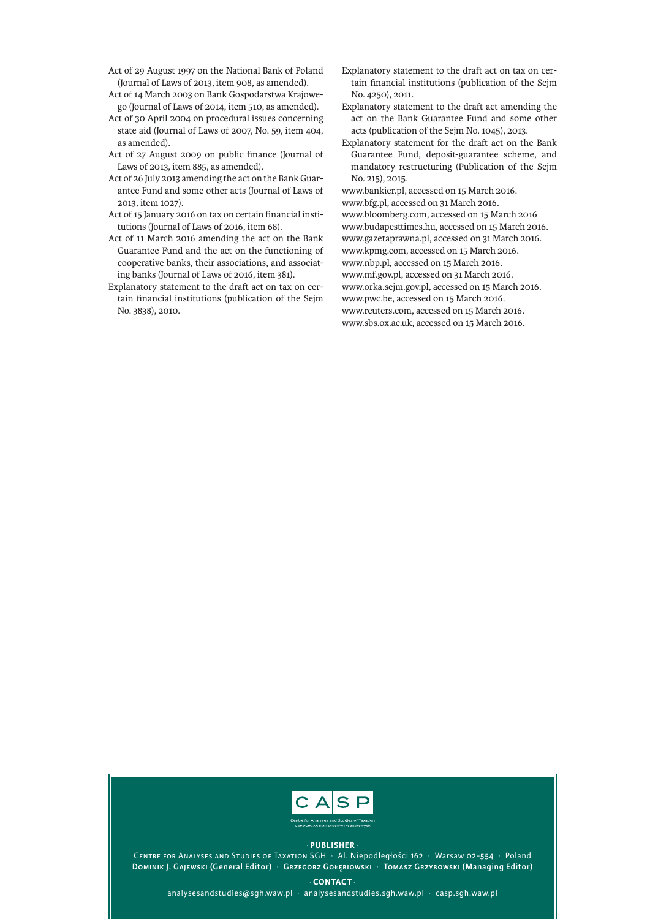Act of 29 August 1997 on the National Bank of Poland (Journal of Laws of 2013, item 908, as amended).

Act of 14 March 2003 on Bank Gospodarstwa Krajowego (Journal of Laws of 2014, item 510, as amended).

Act of 30 April 2004 on procedural issues concerning state aid (Journal of Laws of 2007, No. 59, item 404, as amended).

Act of 27 August 2009 on public finance (Journal of Laws of 2013, item 885, as amended).

Act of 26 July 2013 amending the act on the Bank Guarantee Fund and some other acts (Journal of Laws of 2013, item 1027).

Act of 15 January 2016 on tax on certain financial institutions (Journal of Laws of 2016, item 68).

Act of 11 March 2016 amending the act on the Bank Guarantee Fund and the act on the functioning of cooperative banks, their associations, and associating banks (Journal of Laws of 2016, item 381).

Explanatory statement to the draft act on tax on certain financial institutions (publication of the Sejm No. 3838), 2010.

Explanatory statement to the draft act on tax on certain financial institutions (publication of the Sejm No. 4250), 2011.

Explanatory statement to the draft act amending the act on the Bank Guarantee Fund and some other acts (publication of the Sejm No. 1045), 2013.

Explanatory statement for the draft act on the Bank Guarantee Fund, deposit-guarantee scheme, and mandatory restructuring (Publication of the Sejm No. 215), 2015.

www.bankier.pl, accessed on 15 March 2016.
www.bfg.pl, accessed on 31 March 2016.
www.bloomberg.com, accessed on 15 March 2016
www.budapesttimes.hu, accessed on 15 March 2016.
www.gazetaprawna.pl, accessed on 31 March 2016.
www.kpmg.com, accessed on 15 March 2016.
www.nbp.pl, accessed on 15 March 2016.
www.mf.gov.pl, accessed on 31 March 2016.
www.orka.sejm.gov.pl, accessed on 15 March 2016.
www.pwc.be, accessed on 15 March 2016.
www.reuters.com, accessed on 15 March 2016.
www.sbs.ox.ac.uk, accessed on 15 March 2016.

CASP
Centre for Analyses and Studies of Taxation
Centrum Analiz i Studiów Podatkowych

· **PUBLISHER** ·

Centre for Analyses and Studies of Taxation SGH · Al. Niepodległości 162 · Warsaw 02-554 · Poland
**Dominik J. Gajewski (General Editor)** · **Grzegorz Gołębiowski** · **Tomasz Grzybowski (Managing Editor)**

· **CONTACT** ·

analysesandstudies@sgh.waw.pl · analysesandstudies.sgh.waw.pl · casp.sgh.waw.pl